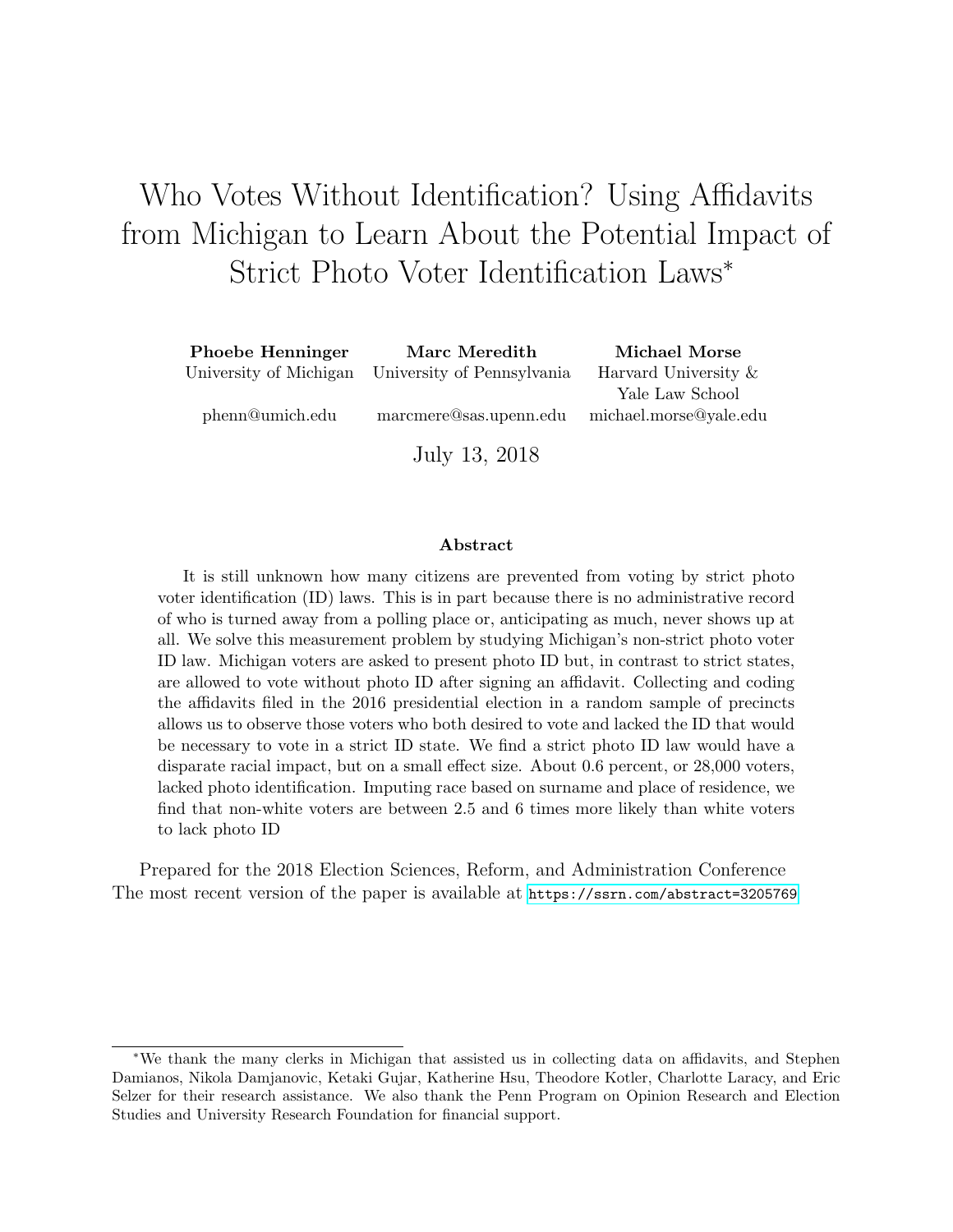# Who Votes Without Identification? Using Affidavits from Michigan to Learn About the Potential Impact of Strict Photo Voter Identification Laws*

| **Phoebe Henninger** | **Marc Meredith** | **Michael Morse** |
|---|---|---|
| University of Michigan | University of Pennsylvania | Harvard University & Yale Law School |
| phenn@umich.edu | marcmere@sas.upenn.edu | michael.morse@yale.edu |

July 13, 2018

### Abstract

It is still unknown how many citizens are prevented from voting by strict photo voter identification (ID) laws. This is in part because there is no administrative record of who is turned away from a polling place or, anticipating as much, never shows up at all. We solve this measurement problem by studying Michigan's non-strict photo voter ID law. Michigan voters are asked to present photo ID but, in contrast to strict states, are allowed to vote without photo ID after signing an affidavit. Collecting and coding the affidavits filed in the 2016 presidential election in a random sample of precincts allows us to observe those voters who both desired to vote and lacked the ID that would be necessary to vote in a strict ID state. We find a strict photo ID law would have a disparate racial impact, but on a small effect size. About 0.6 percent, or 28,000 voters, lacked photo identification. Imputing race based on surname and place of residence, we find that non-white voters are between 2.5 and 6 times more likely than white voters to lack photo ID

Prepared for the 2018 Election Sciences, Reform, and Administration Conference
The most recent version of the paper is available at https://ssrn.com/abstract=3205769

---

*We thank the many clerks in Michigan that assisted us in collecting data on affidavits, and Stephen Damianos, Nikola Damjanovic, Ketaki Gujar, Katherine Hsu, Theodore Kotler, Charlotte Laracy, and Eric Selzer for their research assistance. We also thank the Penn Program on Opinion Research and Election Studies and University Research Foundation for financial support.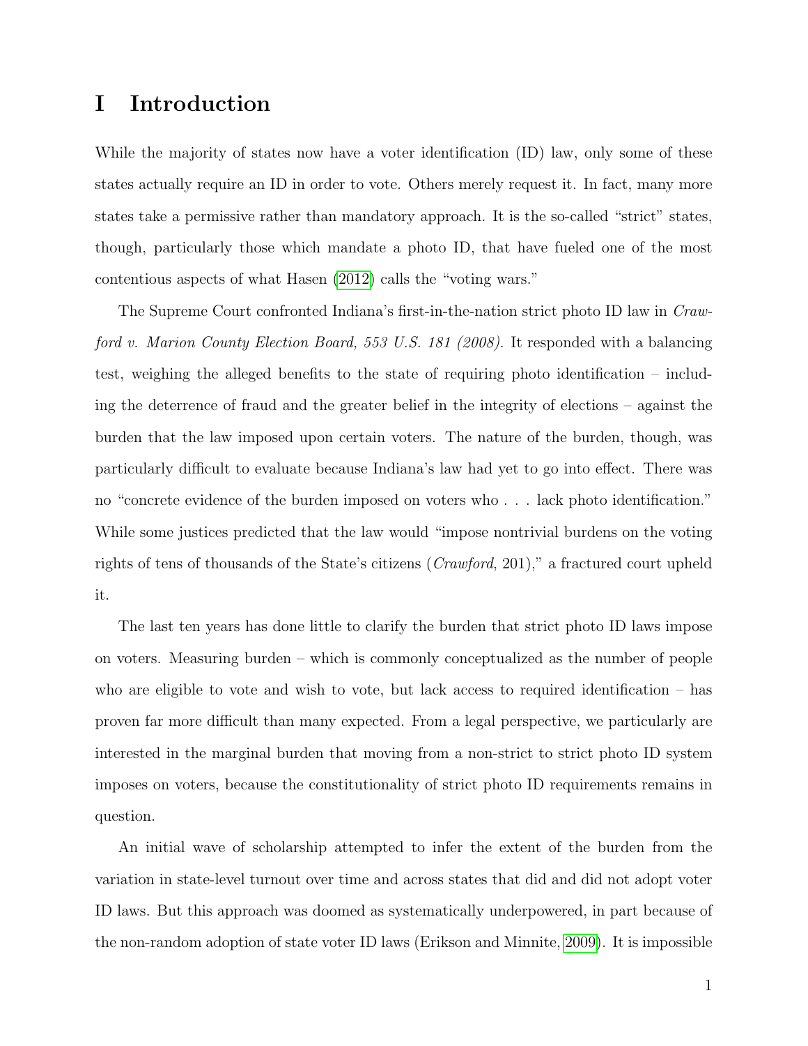# I Introduction

While the majority of states now have a voter identification (ID) law, only some of these states actually require an ID in order to vote. Others merely request it. In fact, many more states take a permissive rather than mandatory approach. It is the so-called "strict" states, though, particularly those which mandate a photo ID, that have fueled one of the most contentious aspects of what Hasen (2012) calls the "voting wars."

The Supreme Court confronted Indiana's first-in-the-nation strict photo ID law in *Crawford v. Marion County Election Board, 553 U.S. 181 (2008)*. It responded with a balancing test, weighing the alleged benefits to the state of requiring photo identification – including the deterrence of fraud and the greater belief in the integrity of elections – against the burden that the law imposed upon certain voters. The nature of the burden, though, was particularly difficult to evaluate because Indiana's law had yet to go into effect. There was no "concrete evidence of the burden imposed on voters who . . . lack photo identification." While some justices predicted that the law would "impose nontrivial burdens on the voting rights of tens of thousands of the State's citizens (*Crawford*, 201)," a fractured court upheld it.

The last ten years has done little to clarify the burden that strict photo ID laws impose on voters. Measuring burden – which is commonly conceptualized as the number of people who are eligible to vote and wish to vote, but lack access to required identification – has proven far more difficult than many expected. From a legal perspective, we particularly are interested in the marginal burden that moving from a non-strict to strict photo ID system imposes on voters, because the constitutionality of strict photo ID requirements remains in question.

An initial wave of scholarship attempted to infer the extent of the burden from the variation in state-level turnout over time and across states that did and did not adopt voter ID laws. But this approach was doomed as systematically underpowered, in part because of the non-random adoption of state voter ID laws (Erikson and Minnite, 2009). It is impossible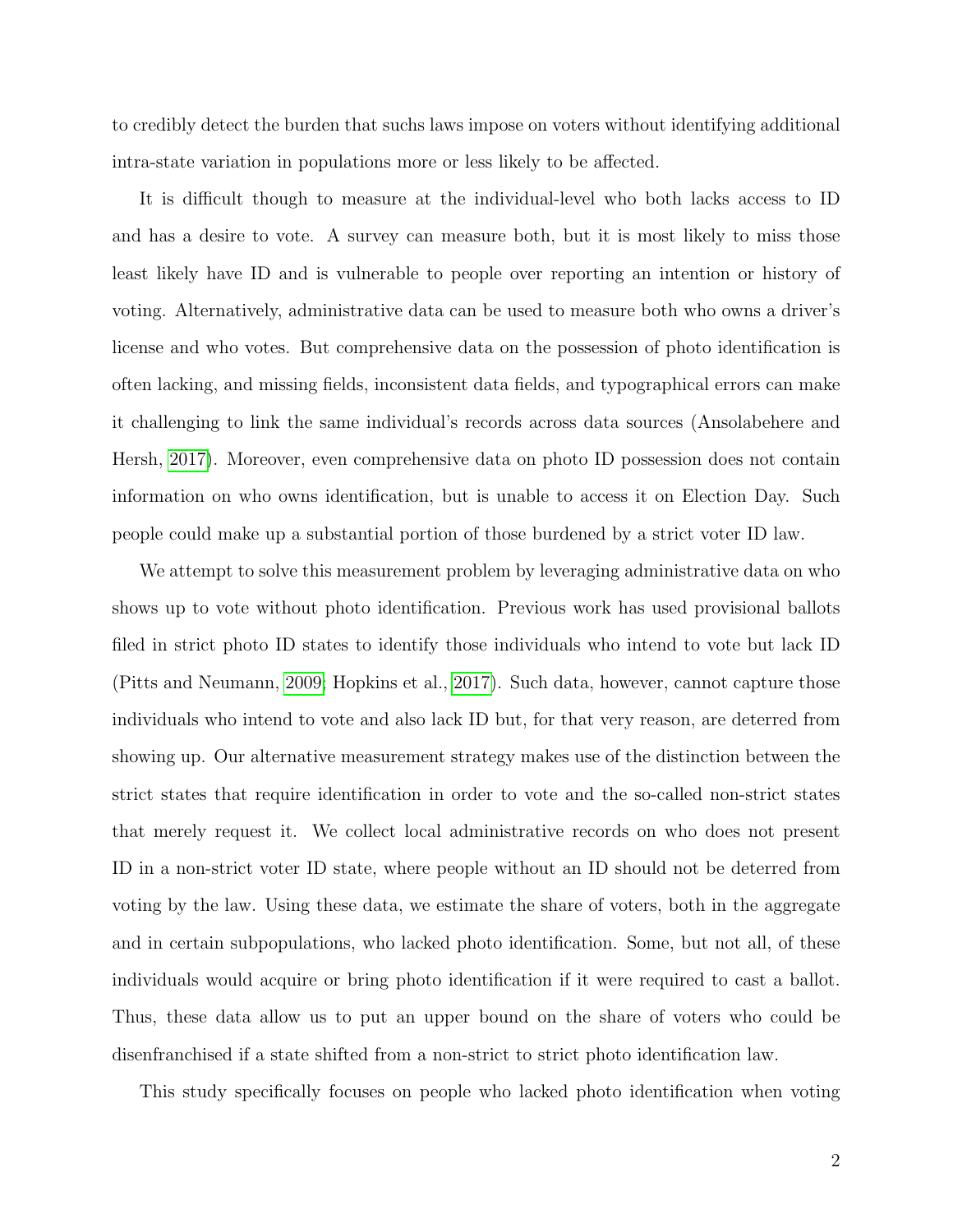to credibly detect the burden that suchs laws impose on voters without identifying additional intra-state variation in populations more or less likely to be affected.

It is difficult though to measure at the individual-level who both lacks access to ID and has a desire to vote. A survey can measure both, but it is most likely to miss those least likely have ID and is vulnerable to people over reporting an intention or history of voting. Alternatively, administrative data can be used to measure both who owns a driver's license and who votes. But comprehensive data on the possession of photo identification is often lacking, and missing fields, inconsistent data fields, and typographical errors can make it challenging to link the same individual's records across data sources (Ansolabehere and Hersh, 2017). Moreover, even comprehensive data on photo ID possession does not contain information on who owns identification, but is unable to access it on Election Day. Such people could make up a substantial portion of those burdened by a strict voter ID law.

We attempt to solve this measurement problem by leveraging administrative data on who shows up to vote without photo identification. Previous work has used provisional ballots filed in strict photo ID states to identify those individuals who intend to vote but lack ID (Pitts and Neumann, 2009; Hopkins et al., 2017). Such data, however, cannot capture those individuals who intend to vote and also lack ID but, for that very reason, are deterred from showing up. Our alternative measurement strategy makes use of the distinction between the strict states that require identification in order to vote and the so-called non-strict states that merely request it. We collect local administrative records on who does not present ID in a non-strict voter ID state, where people without an ID should not be deterred from voting by the law. Using these data, we estimate the share of voters, both in the aggregate and in certain subpopulations, who lacked photo identification. Some, but not all, of these individuals would acquire or bring photo identification if it were required to cast a ballot. Thus, these data allow us to put an upper bound on the share of voters who could be disenfranchised if a state shifted from a non-strict to strict photo identification law.

This study specifically focuses on people who lacked photo identification when voting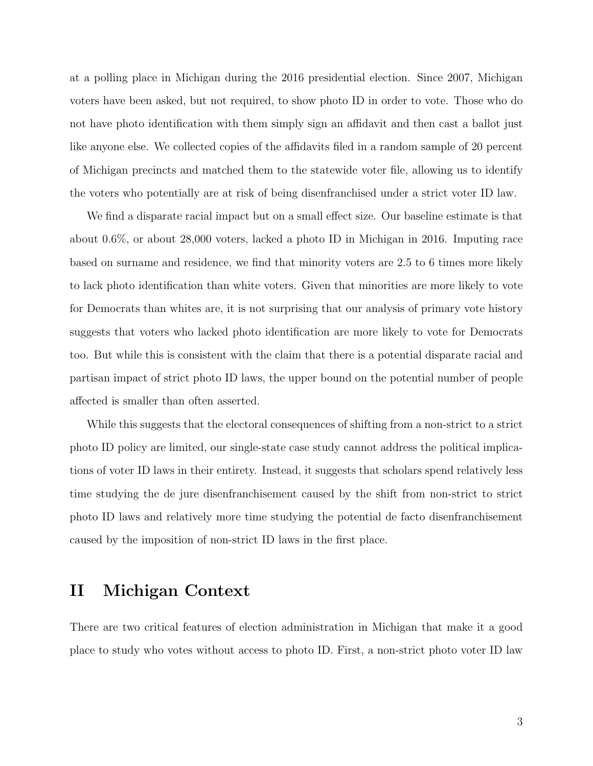at a polling place in Michigan during the 2016 presidential election. Since 2007, Michigan voters have been asked, but not required, to show photo ID in order to vote. Those who do not have photo identification with them simply sign an affidavit and then cast a ballot just like anyone else. We collected copies of the affidavits filed in a random sample of 20 percent of Michigan precincts and matched them to the statewide voter file, allowing us to identify the voters who potentially are at risk of being disenfranchised under a strict voter ID law.

We find a disparate racial impact but on a small effect size. Our baseline estimate is that about 0.6%, or about 28,000 voters, lacked a photo ID in Michigan in 2016. Imputing race based on surname and residence, we find that minority voters are 2.5 to 6 times more likely to lack photo identification than white voters. Given that minorities are more likely to vote for Democrats than whites are, it is not surprising that our analysis of primary vote history suggests that voters who lacked photo identification are more likely to vote for Democrats too. But while this is consistent with the claim that there is a potential disparate racial and partisan impact of strict photo ID laws, the upper bound on the potential number of people affected is smaller than often asserted.

While this suggests that the electoral consequences of shifting from a non-strict to a strict photo ID policy are limited, our single-state case study cannot address the political implications of voter ID laws in their entirety. Instead, it suggests that scholars spend relatively less time studying the de jure disenfranchisement caused by the shift from non-strict to strict photo ID laws and relatively more time studying the potential de facto disenfranchisement caused by the imposition of non-strict ID laws in the first place.

## II Michigan Context

There are two critical features of election administration in Michigan that make it a good place to study who votes without access to photo ID. First, a non-strict photo voter ID law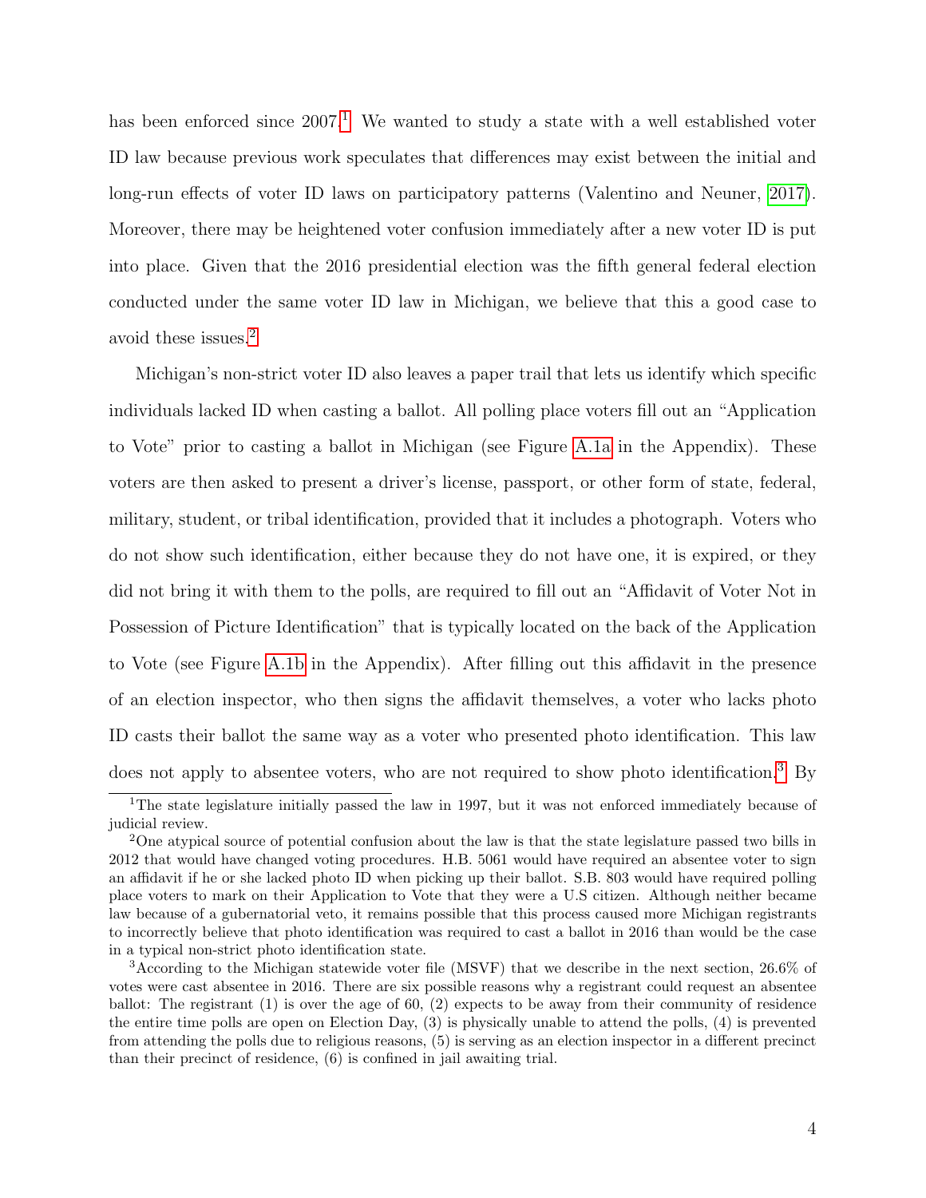has been enforced since 2007.[1] We wanted to study a state with a well established voter ID law because previous work speculates that differences may exist between the initial and long-run effects of voter ID laws on participatory patterns (Valentino and Neuner, 2017). Moreover, there may be heightened voter confusion immediately after a new voter ID is put into place. Given that the 2016 presidential election was the fifth general federal election conducted under the same voter ID law in Michigan, we believe that this a good case to avoid these issues.[2]

Michigan's non-strict voter ID also leaves a paper trail that lets us identify which specific individuals lacked ID when casting a ballot. All polling place voters fill out an "Application to Vote" prior to casting a ballot in Michigan (see Figure A.1a in the Appendix). These voters are then asked to present a driver's license, passport, or other form of state, federal, military, student, or tribal identification, provided that it includes a photograph. Voters who do not show such identification, either because they do not have one, it is expired, or they did not bring it with them to the polls, are required to fill out an "Affidavit of Voter Not in Possession of Picture Identification" that is typically located on the back of the Application to Vote (see Figure A.1b in the Appendix). After filling out this affidavit in the presence of an election inspector, who then signs the affidavit themselves, a voter who lacks photo ID casts their ballot the same way as a voter who presented photo identification. This law does not apply to absentee voters, who are not required to show photo identification.[3] By

---

[1] The state legislature initially passed the law in 1997, but it was not enforced immediately because of judicial review.

[2] One atypical source of potential confusion about the law is that the state legislature passed two bills in 2012 that would have changed voting procedures. H.B. 5061 would have required an absentee voter to sign an affidavit if he or she lacked photo ID when picking up their ballot. S.B. 803 would have required polling place voters to mark on their Application to Vote that they were a U.S citizen. Although neither became law because of a gubernatorial veto, it remains possible that this process caused more Michigan registrants to incorrectly believe that photo identification was required to cast a ballot in 2016 than would be the case in a typical non-strict photo identification state.

[3] According to the Michigan statewide voter file (MSVF) that we describe in the next section, 26.6% of votes were cast absentee in 2016. There are six possible reasons why a registrant could request an absentee ballot: The registrant (1) is over the age of 60, (2) expects to be away from their community of residence the entire time polls are open on Election Day, (3) is physically unable to attend the polls, (4) is prevented from attending the polls due to religious reasons, (5) is serving as an election inspector in a different precinct than their precinct of residence, (6) is confined in jail awaiting trial.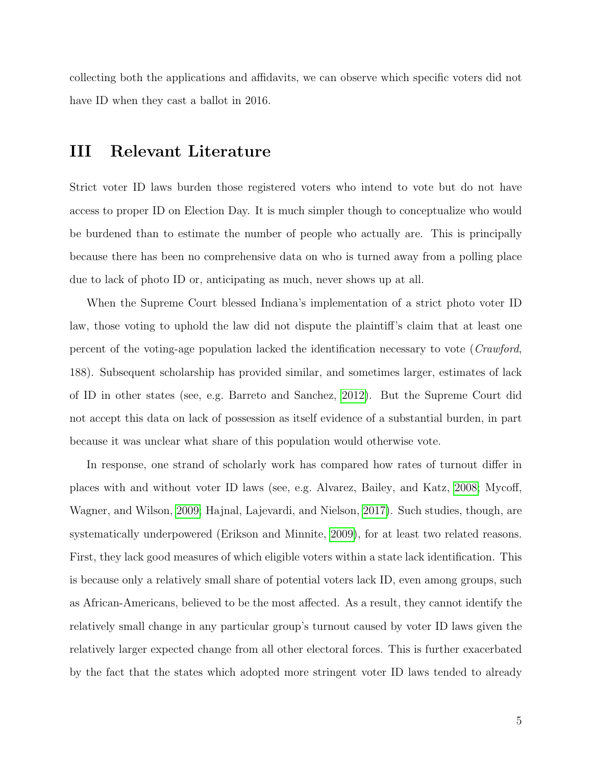collecting both the applications and affidavits, we can observe which specific voters did not have ID when they cast a ballot in 2016.

# III Relevant Literature

Strict voter ID laws burden those registered voters who intend to vote but do not have access to proper ID on Election Day. It is much simpler though to conceptualize who would be burdened than to estimate the number of people who actually are. This is principally because there has been no comprehensive data on who is turned away from a polling place due to lack of photo ID or, anticipating as much, never shows up at all.

When the Supreme Court blessed Indiana's implementation of a strict photo voter ID law, those voting to uphold the law did not dispute the plaintiff's claim that at least one percent of the voting-age population lacked the identification necessary to vote (*Crawford*, 188). Subsequent scholarship has provided similar, and sometimes larger, estimates of lack of ID in other states (see, e.g. Barreto and Sanchez, 2012). But the Supreme Court did not accept this data on lack of possession as itself evidence of a substantial burden, in part because it was unclear what share of this population would otherwise vote.

In response, one strand of scholarly work has compared how rates of turnout differ in places with and without voter ID laws (see, e.g. Alvarez, Bailey, and Katz, 2008; Mycoff, Wagner, and Wilson, 2009; Hajnal, Lajevardi, and Nielson, 2017). Such studies, though, are systematically underpowered (Erikson and Minnite, 2009), for at least two related reasons. First, they lack good measures of which eligible voters within a state lack identification. This is because only a relatively small share of potential voters lack ID, even among groups, such as African-Americans, believed to be the most affected. As a result, they cannot identify the relatively small change in any particular group's turnout caused by voter ID laws given the relatively larger expected change from all other electoral forces. This is further exacerbated by the fact that the states which adopted more stringent voter ID laws tended to already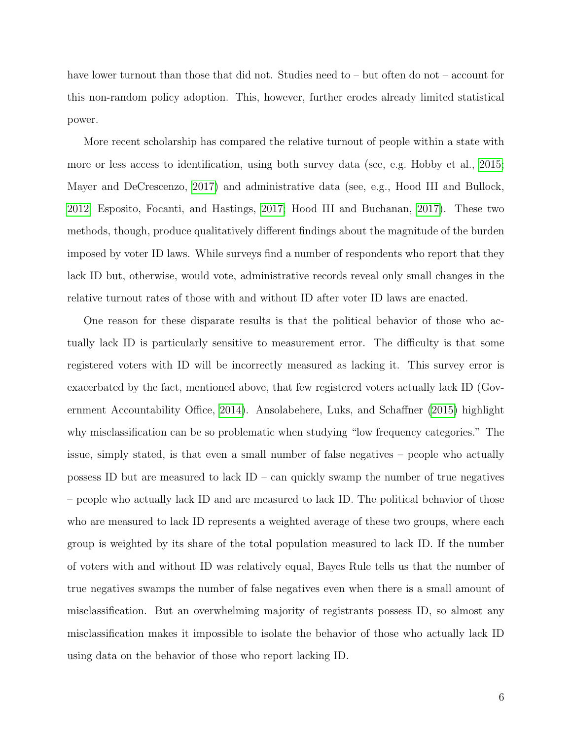have lower turnout than those that did not. Studies need to – but often do not – account for this non-random policy adoption. This, however, further erodes already limited statistical power.

More recent scholarship has compared the relative turnout of people within a state with more or less access to identification, using both survey data (see, e.g. Hobby et al., 2015; Mayer and DeCrescenzo, 2017) and administrative data (see, e.g., Hood III and Bullock, 2012; Esposito, Focanti, and Hastings, 2017; Hood III and Buchanan, 2017). These two methods, though, produce qualitatively different findings about the magnitude of the burden imposed by voter ID laws. While surveys find a number of respondents who report that they lack ID but, otherwise, would vote, administrative records reveal only small changes in the relative turnout rates of those with and without ID after voter ID laws are enacted.

One reason for these disparate results is that the political behavior of those who actually lack ID is particularly sensitive to measurement error. The difficulty is that some registered voters with ID will be incorrectly measured as lacking it. This survey error is exacerbated by the fact, mentioned above, that few registered voters actually lack ID (Government Accountability Office, 2014). Ansolabehere, Luks, and Schaffner (2015) highlight why misclassification can be so problematic when studying "low frequency categories." The issue, simply stated, is that even a small number of false negatives – people who actually possess ID but are measured to lack ID – can quickly swamp the number of true negatives – people who actually lack ID and are measured to lack ID. The political behavior of those who are measured to lack ID represents a weighted average of these two groups, where each group is weighted by its share of the total population measured to lack ID. If the number of voters with and without ID was relatively equal, Bayes Rule tells us that the number of true negatives swamps the number of false negatives even when there is a small amount of misclassification. But an overwhelming majority of registrants possess ID, so almost any misclassification makes it impossible to isolate the behavior of those who actually lack ID using data on the behavior of those who report lacking ID.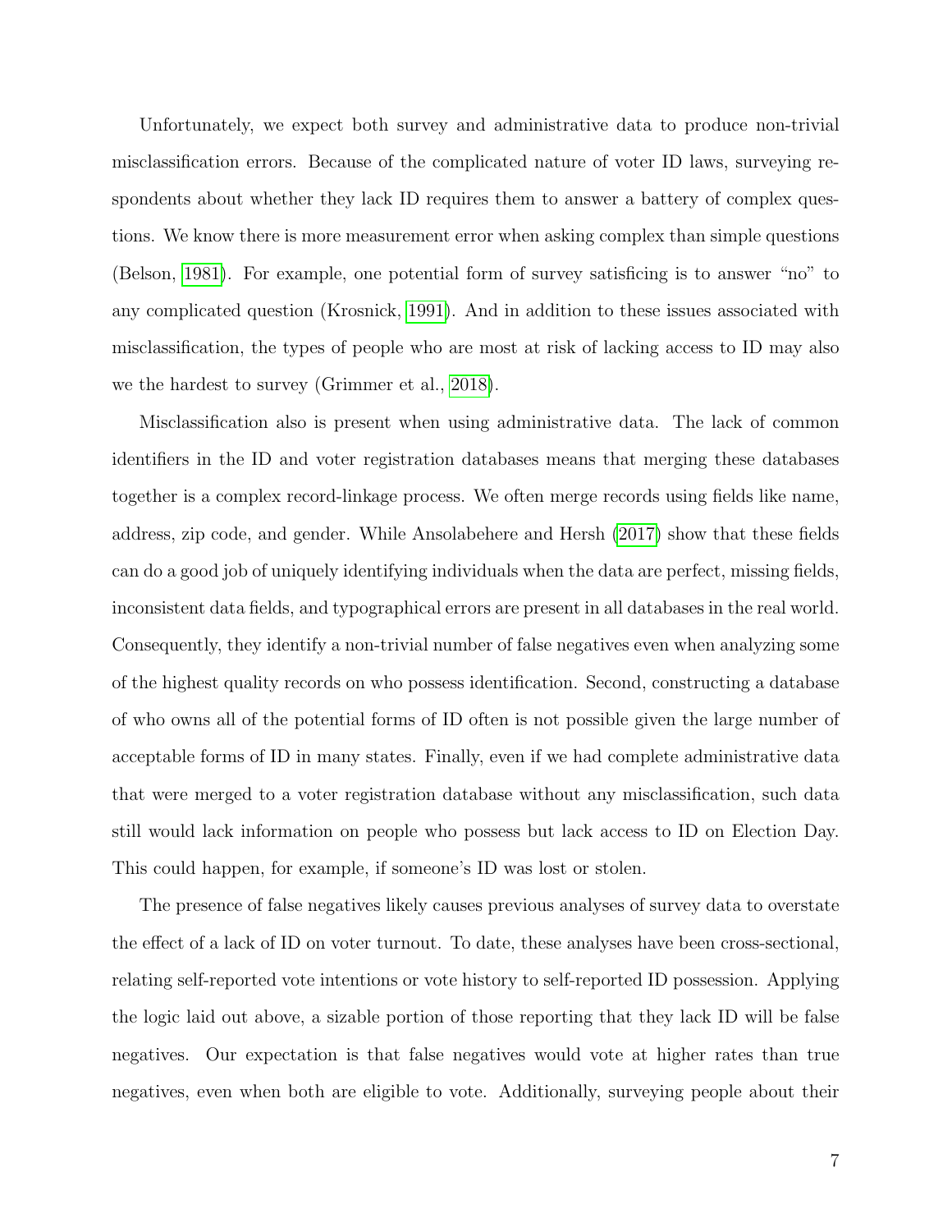Unfortunately, we expect both survey and administrative data to produce non-trivial misclassification errors. Because of the complicated nature of voter ID laws, surveying respondents about whether they lack ID requires them to answer a battery of complex questions. We know there is more measurement error when asking complex than simple questions (Belson, 1981). For example, one potential form of survey satisficing is to answer "no" to any complicated question (Krosnick, 1991). And in addition to these issues associated with misclassification, the types of people who are most at risk of lacking access to ID may also we the hardest to survey (Grimmer et al., 2018).

Misclassification also is present when using administrative data. The lack of common identifiers in the ID and voter registration databases means that merging these databases together is a complex record-linkage process. We often merge records using fields like name, address, zip code, and gender. While Ansolabehere and Hersh (2017) show that these fields can do a good job of uniquely identifying individuals when the data are perfect, missing fields, inconsistent data fields, and typographical errors are present in all databases in the real world. Consequently, they identify a non-trivial number of false negatives even when analyzing some of the highest quality records on who possess identification. Second, constructing a database of who owns all of the potential forms of ID often is not possible given the large number of acceptable forms of ID in many states. Finally, even if we had complete administrative data that were merged to a voter registration database without any misclassification, such data still would lack information on people who possess but lack access to ID on Election Day. This could happen, for example, if someone's ID was lost or stolen.

The presence of false negatives likely causes previous analyses of survey data to overstate the effect of a lack of ID on voter turnout. To date, these analyses have been cross-sectional, relating self-reported vote intentions or vote history to self-reported ID possession. Applying the logic laid out above, a sizable portion of those reporting that they lack ID will be false negatives. Our expectation is that false negatives would vote at higher rates than true negatives, even when both are eligible to vote. Additionally, surveying people about their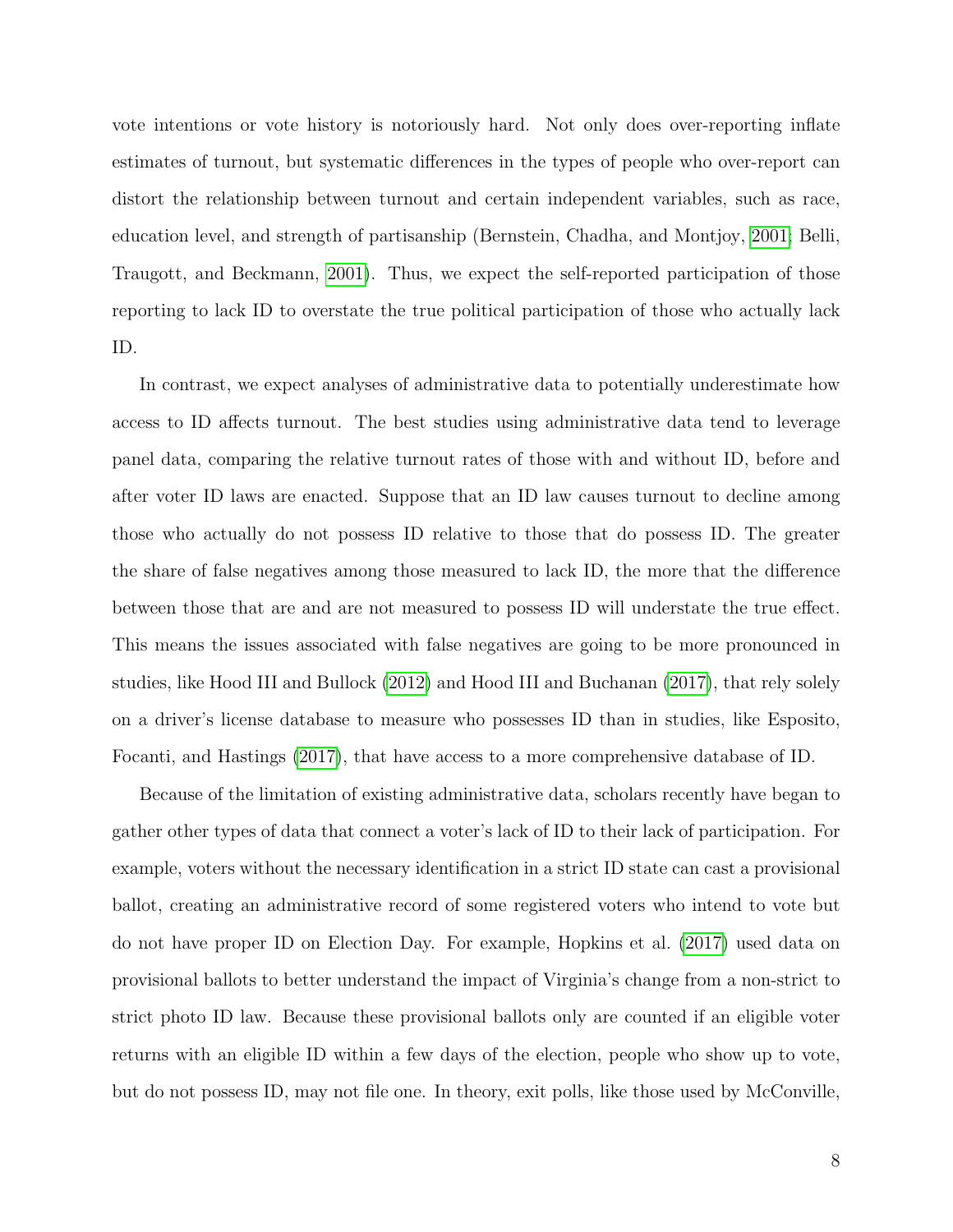vote intentions or vote history is notoriously hard. Not only does over-reporting inflate estimates of turnout, but systematic differences in the types of people who over-report can distort the relationship between turnout and certain independent variables, such as race, education level, and strength of partisanship (Bernstein, Chadha, and Montjoy, 2001; Belli, Traugott, and Beckmann, 2001). Thus, we expect the self-reported participation of those reporting to lack ID to overstate the true political participation of those who actually lack ID.

In contrast, we expect analyses of administrative data to potentially underestimate how access to ID affects turnout. The best studies using administrative data tend to leverage panel data, comparing the relative turnout rates of those with and without ID, before and after voter ID laws are enacted. Suppose that an ID law causes turnout to decline among those who actually do not possess ID relative to those that do possess ID. The greater the share of false negatives among those measured to lack ID, the more that the difference between those that are and are not measured to possess ID will understate the true effect. This means the issues associated with false negatives are going to be more pronounced in studies, like Hood III and Bullock (2012) and Hood III and Buchanan (2017), that rely solely on a driver's license database to measure who possesses ID than in studies, like Esposito, Focanti, and Hastings (2017), that have access to a more comprehensive database of ID.

Because of the limitation of existing administrative data, scholars recently have began to gather other types of data that connect a voter's lack of ID to their lack of participation. For example, voters without the necessary identification in a strict ID state can cast a provisional ballot, creating an administrative record of some registered voters who intend to vote but do not have proper ID on Election Day. For example, Hopkins et al. (2017) used data on provisional ballots to better understand the impact of Virginia's change from a non-strict to strict photo ID law. Because these provisional ballots only are counted if an eligible voter returns with an eligible ID within a few days of the election, people who show up to vote, but do not possess ID, may not file one. In theory, exit polls, like those used by McConville,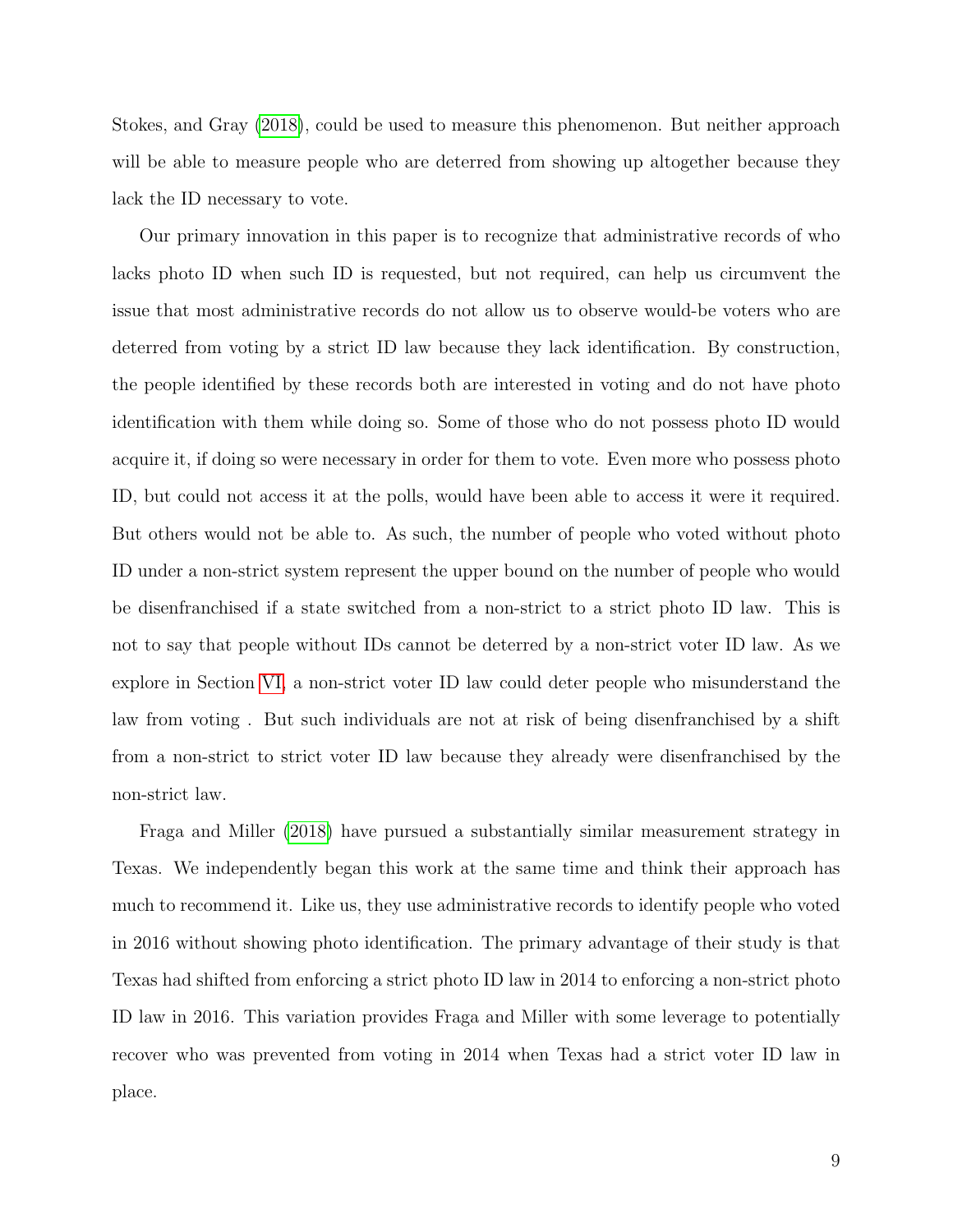Stokes, and Gray (2018), could be used to measure this phenomenon. But neither approach will be able to measure people who are deterred from showing up altogether because they lack the ID necessary to vote.

Our primary innovation in this paper is to recognize that administrative records of who lacks photo ID when such ID is requested, but not required, can help us circumvent the issue that most administrative records do not allow us to observe would-be voters who are deterred from voting by a strict ID law because they lack identification. By construction, the people identified by these records both are interested in voting and do not have photo identification with them while doing so. Some of those who do not possess photo ID would acquire it, if doing so were necessary in order for them to vote. Even more who possess photo ID, but could not access it at the polls, would have been able to access it were it required. But others would not be able to. As such, the number of people who voted without photo ID under a non-strict system represent the upper bound on the number of people who would be disenfranchised if a state switched from a non-strict to a strict photo ID law. This is not to say that people without IDs cannot be deterred by a non-strict voter ID law. As we explore in Section VI, a non-strict voter ID law could deter people who misunderstand the law from voting . But such individuals are not at risk of being disenfranchised by a shift from a non-strict to strict voter ID law because they already were disenfranchised by the non-strict law.

Fraga and Miller (2018) have pursued a substantially similar measurement strategy in Texas. We independently began this work at the same time and think their approach has much to recommend it. Like us, they use administrative records to identify people who voted in 2016 without showing photo identification. The primary advantage of their study is that Texas had shifted from enforcing a strict photo ID law in 2014 to enforcing a non-strict photo ID law in 2016. This variation provides Fraga and Miller with some leverage to potentially recover who was prevented from voting in 2014 when Texas had a strict voter ID law in place.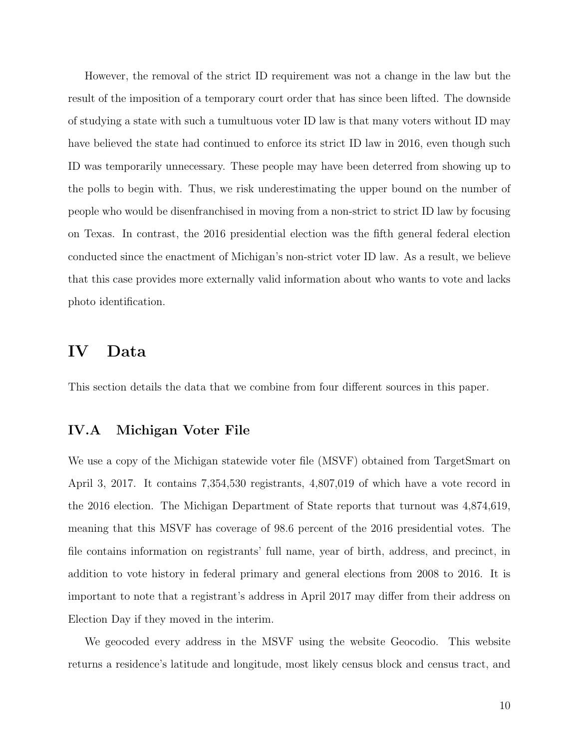However, the removal of the strict ID requirement was not a change in the law but the result of the imposition of a temporary court order that has since been lifted. The downside of studying a state with such a tumultuous voter ID law is that many voters without ID may have believed the state had continued to enforce its strict ID law in 2016, even though such ID was temporarily unnecessary. These people may have been deterred from showing up to the polls to begin with. Thus, we risk underestimating the upper bound on the number of people who would be disenfranchised in moving from a non-strict to strict ID law by focusing on Texas. In contrast, the 2016 presidential election was the fifth general federal election conducted since the enactment of Michigan's non-strict voter ID law. As a result, we believe that this case provides more externally valid information about who wants to vote and lacks photo identification.

# IV Data

This section details the data that we combine from four different sources in this paper.

## IV.A Michigan Voter File

We use a copy of the Michigan statewide voter file (MSVF) obtained from TargetSmart on April 3, 2017. It contains 7,354,530 registrants, 4,807,019 of which have a vote record in the 2016 election. The Michigan Department of State reports that turnout was 4,874,619, meaning that this MSVF has coverage of 98.6 percent of the 2016 presidential votes. The file contains information on registrants' full name, year of birth, address, and precinct, in addition to vote history in federal primary and general elections from 2008 to 2016. It is important to note that a registrant's address in April 2017 may differ from their address on Election Day if they moved in the interim.

We geocoded every address in the MSVF using the website Geocodio. This website returns a residence's latitude and longitude, most likely census block and census tract, and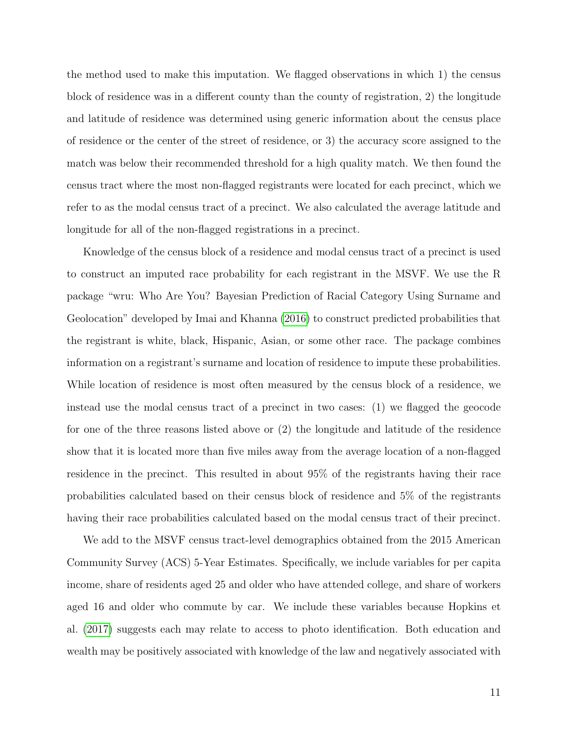the method used to make this imputation. We flagged observations in which 1) the census block of residence was in a different county than the county of registration, 2) the longitude and latitude of residence was determined using generic information about the census place of residence or the center of the street of residence, or 3) the accuracy score assigned to the match was below their recommended threshold for a high quality match. We then found the census tract where the most non-flagged registrants were located for each precinct, which we refer to as the modal census tract of a precinct. We also calculated the average latitude and longitude for all of the non-flagged registrations in a precinct.

Knowledge of the census block of a residence and modal census tract of a precinct is used to construct an imputed race probability for each registrant in the MSVF. We use the R package "wru: Who Are You? Bayesian Prediction of Racial Category Using Surname and Geolocation" developed by Imai and Khanna (2016) to construct predicted probabilities that the registrant is white, black, Hispanic, Asian, or some other race. The package combines information on a registrant's surname and location of residence to impute these probabilities. While location of residence is most often measured by the census block of a residence, we instead use the modal census tract of a precinct in two cases: (1) we flagged the geocode for one of the three reasons listed above or (2) the longitude and latitude of the residence show that it is located more than five miles away from the average location of a non-flagged residence in the precinct. This resulted in about 95% of the registrants having their race probabilities calculated based on their census block of residence and 5% of the registrants having their race probabilities calculated based on the modal census tract of their precinct.

We add to the MSVF census tract-level demographics obtained from the 2015 American Community Survey (ACS) 5-Year Estimates. Specifically, we include variables for per capita income, share of residents aged 25 and older who have attended college, and share of workers aged 16 and older who commute by car. We include these variables because Hopkins et al. (2017) suggests each may relate to access to photo identification. Both education and wealth may be positively associated with knowledge of the law and negatively associated with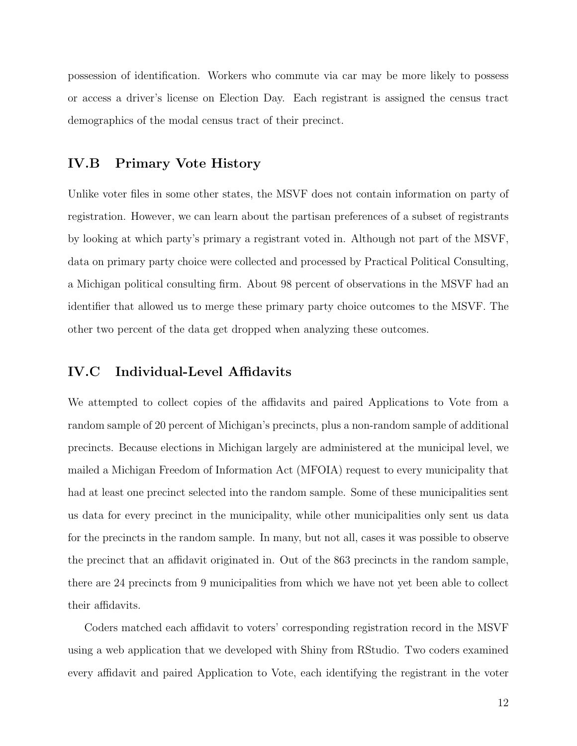possession of identification. Workers who commute via car may be more likely to possess or access a driver's license on Election Day. Each registrant is assigned the census tract demographics of the modal census tract of their precinct.

## IV.B Primary Vote History

Unlike voter files in some other states, the MSVF does not contain information on party of registration. However, we can learn about the partisan preferences of a subset of registrants by looking at which party's primary a registrant voted in. Although not part of the MSVF, data on primary party choice were collected and processed by Practical Political Consulting, a Michigan political consulting firm. About 98 percent of observations in the MSVF had an identifier that allowed us to merge these primary party choice outcomes to the MSVF. The other two percent of the data get dropped when analyzing these outcomes.

## IV.C Individual-Level Affidavits

We attempted to collect copies of the affidavits and paired Applications to Vote from a random sample of 20 percent of Michigan's precincts, plus a non-random sample of additional precincts. Because elections in Michigan largely are administered at the municipal level, we mailed a Michigan Freedom of Information Act (MFOIA) request to every municipality that had at least one precinct selected into the random sample. Some of these municipalities sent us data for every precinct in the municipality, while other municipalities only sent us data for the precincts in the random sample. In many, but not all, cases it was possible to observe the precinct that an affidavit originated in. Out of the 863 precincts in the random sample, there are 24 precincts from 9 municipalities from which we have not yet been able to collect their affidavits.

Coders matched each affidavit to voters' corresponding registration record in the MSVF using a web application that we developed with Shiny from RStudio. Two coders examined every affidavit and paired Application to Vote, each identifying the registrant in the voter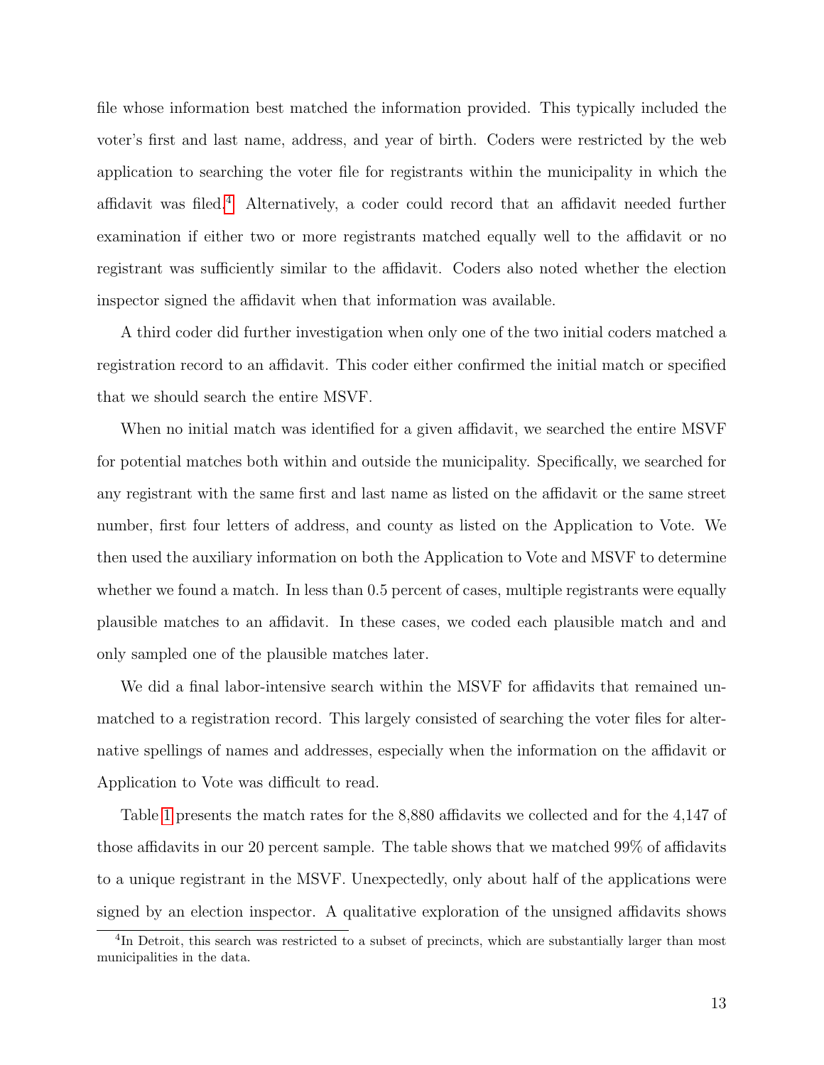file whose information best matched the information provided. This typically included the voter's first and last name, address, and year of birth. Coders were restricted by the web application to searching the voter file for registrants within the municipality in which the affidavit was filed.[4] Alternatively, a coder could record that an affidavit needed further examination if either two or more registrants matched equally well to the affidavit or no registrant was sufficiently similar to the affidavit. Coders also noted whether the election inspector signed the affidavit when that information was available.

A third coder did further investigation when only one of the two initial coders matched a registration record to an affidavit. This coder either confirmed the initial match or specified that we should search the entire MSVF.

When no initial match was identified for a given affidavit, we searched the entire MSVF for potential matches both within and outside the municipality. Specifically, we searched for any registrant with the same first and last name as listed on the affidavit or the same street number, first four letters of address, and county as listed on the Application to Vote. We then used the auxiliary information on both the Application to Vote and MSVF to determine whether we found a match. In less than 0.5 percent of cases, multiple registrants were equally plausible matches to an affidavit. In these cases, we coded each plausible match and and only sampled one of the plausible matches later.

We did a final labor-intensive search within the MSVF for affidavits that remained unmatched to a registration record. This largely consisted of searching the voter files for alternative spellings of names and addresses, especially when the information on the affidavit or Application to Vote was difficult to read.

Table 1 presents the match rates for the 8,880 affidavits we collected and for the 4,147 of those affidavits in our 20 percent sample. The table shows that we matched 99% of affidavits to a unique registrant in the MSVF. Unexpectedly, only about half of the applications were signed by an election inspector. A qualitative exploration of the unsigned affidavits shows

[4] In Detroit, this search was restricted to a subset of precincts, which are substantially larger than most municipalities in the data.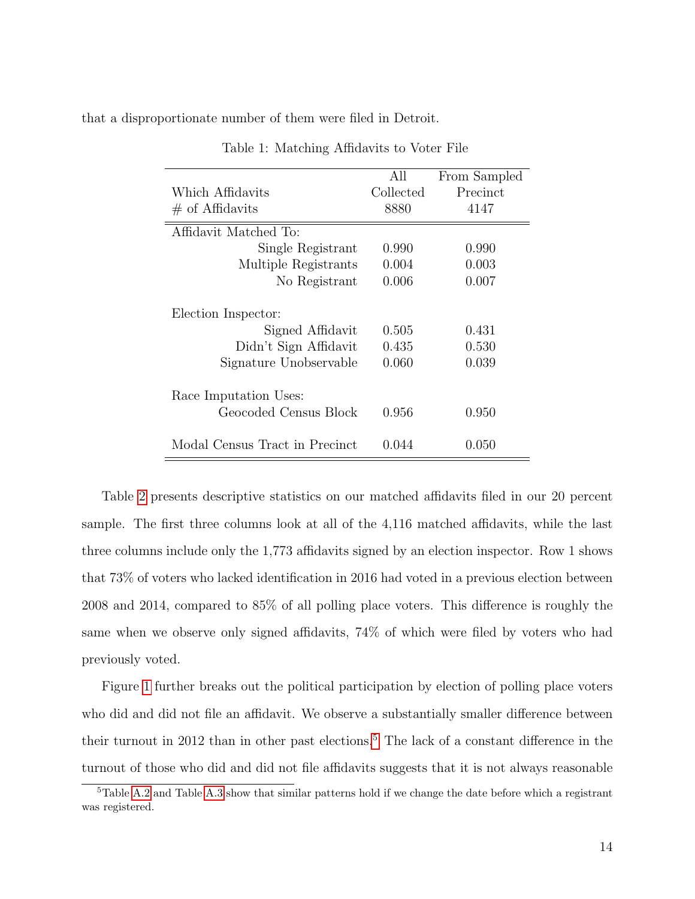that a disproportionate number of them were filed in Detroit.

Table 1: Matching Affidavits to Voter File

| Which Affidavits | All Collected | From Sampled Precinct |
|---|---|---|
| # of Affidavits | 8880 | 4147 |
| Affidavit Matched To: | | |
| Single Registrant | 0.990 | 0.990 |
| Multiple Registrants | 0.004 | 0.003 |
| No Registrant | 0.006 | 0.007 |
| Election Inspector: | | |
| Signed Affidavit | 0.505 | 0.431 |
| Didn't Sign Affidavit | 0.435 | 0.530 |
| Signature Unobservable | 0.060 | 0.039 |
| Race Imputation Uses: | | |
| Geocoded Census Block | 0.956 | 0.950 |
| Modal Census Tract in Precinct | 0.044 | 0.050 |

Table 2 presents descriptive statistics on our matched affidavits filed in our 20 percent sample. The first three columns look at all of the 4,116 matched affidavits, while the last three columns include only the 1,773 affidavits signed by an election inspector. Row 1 shows that 73% of voters who lacked identification in 2016 had voted in a previous election between 2008 and 2014, compared to 85% of all polling place voters. This difference is roughly the same when we observe only signed affidavits, 74% of which were filed by voters who had previously voted.

Figure 1 further breaks out the political participation by election of polling place voters who did and did not file an affidavit. We observe a substantially smaller difference between their turnout in 2012 than in other past elections.[5] The lack of a constant difference in the turnout of those who did and did not file affidavits suggests that it is not always reasonable

[5] Table A.2 and Table A.3 show that similar patterns hold if we change the date before which a registrant was registered.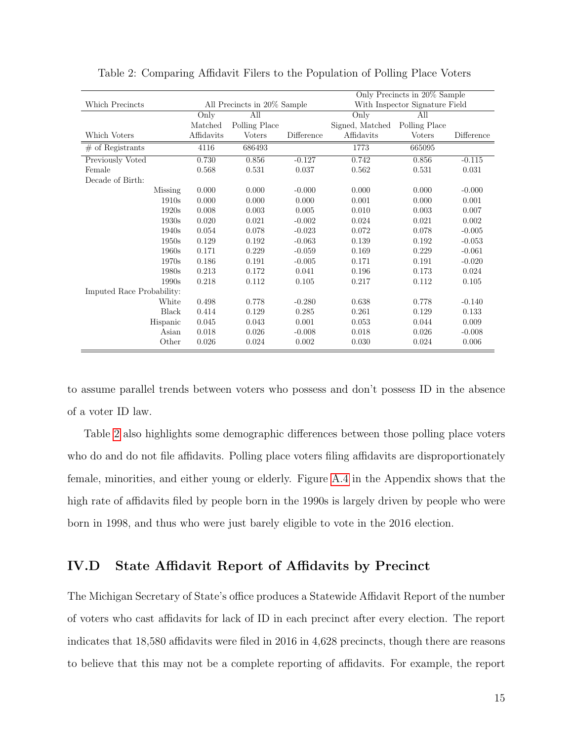Table 2: Comparing Affidavit Filers to the Population of Polling Place Voters

| Which Precincts | All Precincts in 20% Sample | | | Only Precincts in 20% Sample With Inspector Signature Field | | |
|---|---|---|---|---|---|---|
| Which Voters | Only Matched Affidavits | All Polling Place Voters | Difference | Only Signed, Matched Affidavits | All Polling Place Voters | Difference |
| # of Registrants | 4116 | 686493 | | 1773 | 665095 | |
| Previously Voted | 0.730 | 0.856 | -0.127 | 0.742 | 0.856 | -0.115 |
| Female | 0.568 | 0.531 | 0.037 | 0.562 | 0.531 | 0.031 |
| Decade of Birth: | | | | | | |
| Missing | 0.000 | 0.000 | -0.000 | 0.000 | 0.000 | -0.000 |
| 1910s | 0.000 | 0.000 | 0.000 | 0.001 | 0.000 | 0.001 |
| 1920s | 0.008 | 0.003 | 0.005 | 0.010 | 0.003 | 0.007 |
| 1930s | 0.020 | 0.021 | -0.002 | 0.024 | 0.021 | 0.002 |
| 1940s | 0.054 | 0.078 | -0.023 | 0.072 | 0.078 | -0.005 |
| 1950s | 0.129 | 0.192 | -0.063 | 0.139 | 0.192 | -0.053 |
| 1960s | 0.171 | 0.229 | -0.059 | 0.169 | 0.229 | -0.061 |
| 1970s | 0.186 | 0.191 | -0.005 | 0.171 | 0.191 | -0.020 |
| 1980s | 0.213 | 0.172 | 0.041 | 0.196 | 0.173 | 0.024 |
| 1990s | 0.218 | 0.112 | 0.105 | 0.217 | 0.112 | 0.105 |
| Imputed Race Probability: | | | | | | |
| White | 0.498 | 0.778 | -0.280 | 0.638 | 0.778 | -0.140 |
| Black | 0.414 | 0.129 | 0.285 | 0.261 | 0.129 | 0.133 |
| Hispanic | 0.045 | 0.043 | 0.001 | 0.053 | 0.044 | 0.009 |
| Asian | 0.018 | 0.026 | -0.008 | 0.018 | 0.026 | -0.008 |
| Other | 0.026 | 0.024 | 0.002 | 0.030 | 0.024 | 0.006 |

to assume parallel trends between voters who possess and don't possess ID in the absence of a voter ID law.

Table 2 also highlights some demographic differences between those polling place voters who do and do not file affidavits. Polling place voters filing affidavits are disproportionately female, minorities, and either young or elderly. Figure A.4 in the Appendix shows that the high rate of affidavits filed by people born in the 1990s is largely driven by people who were born in 1998, and thus who were just barely eligible to vote in the 2016 election.

## IV.D State Affidavit Report of Affidavits by Precinct

The Michigan Secretary of State's office produces a Statewide Affidavit Report of the number of voters who cast affidavits for lack of ID in each precinct after every election. The report indicates that 18,580 affidavits were filed in 2016 in 4,628 precincts, though there are reasons to believe that this may not be a complete reporting of affidavits. For example, the report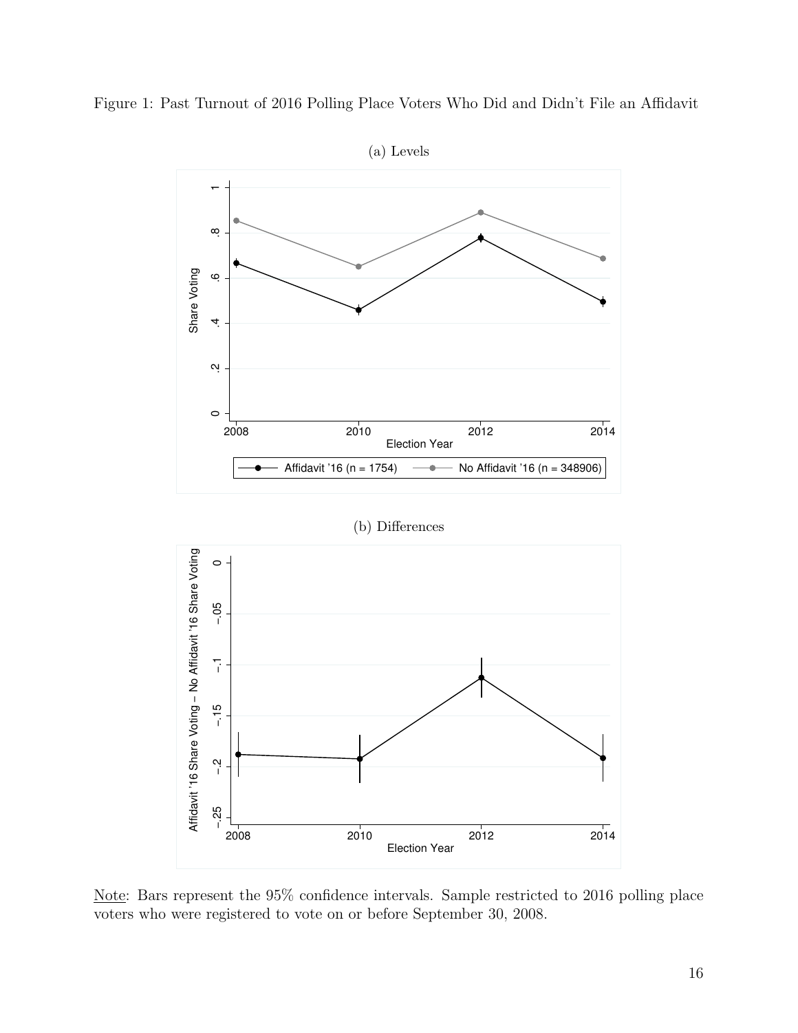Figure 1: Past Turnout of 2016 Polling Place Voters Who Did and Didn't File an Affidavit

(a) Levels

(b) Differences

Note: Bars represent the 95% confidence intervals. Sample restricted to 2016 polling place voters who were registered to vote on or before September 30, 2008.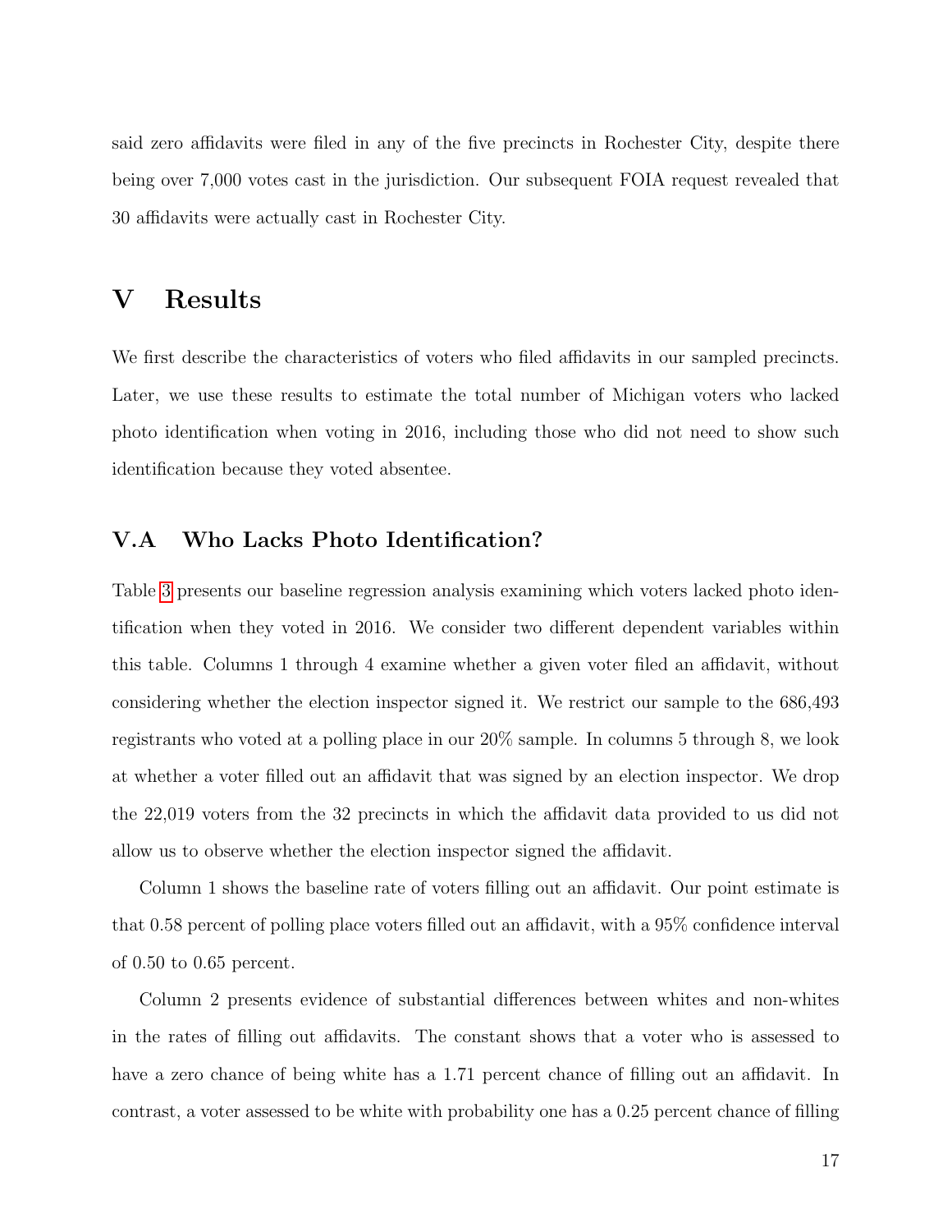said zero affidavits were filed in any of the five precincts in Rochester City, despite there being over 7,000 votes cast in the jurisdiction. Our subsequent FOIA request revealed that 30 affidavits were actually cast in Rochester City.

# V Results

We first describe the characteristics of voters who filed affidavits in our sampled precincts. Later, we use these results to estimate the total number of Michigan voters who lacked photo identification when voting in 2016, including those who did not need to show such identification because they voted absentee.

## V.A Who Lacks Photo Identification?

Table 3 presents our baseline regression analysis examining which voters lacked photo identification when they voted in 2016. We consider two different dependent variables within this table. Columns 1 through 4 examine whether a given voter filed an affidavit, without considering whether the election inspector signed it. We restrict our sample to the 686,493 registrants who voted at a polling place in our 20% sample. In columns 5 through 8, we look at whether a voter filled out an affidavit that was signed by an election inspector. We drop the 22,019 voters from the 32 precincts in which the affidavit data provided to us did not allow us to observe whether the election inspector signed the affidavit.

Column 1 shows the baseline rate of voters filling out an affidavit. Our point estimate is that 0.58 percent of polling place voters filled out an affidavit, with a 95% confidence interval of 0.50 to 0.65 percent.

Column 2 presents evidence of substantial differences between whites and non-whites in the rates of filling out affidavits. The constant shows that a voter who is assessed to have a zero chance of being white has a 1.71 percent chance of filling out an affidavit. In contrast, a voter assessed to be white with probability one has a 0.25 percent chance of filling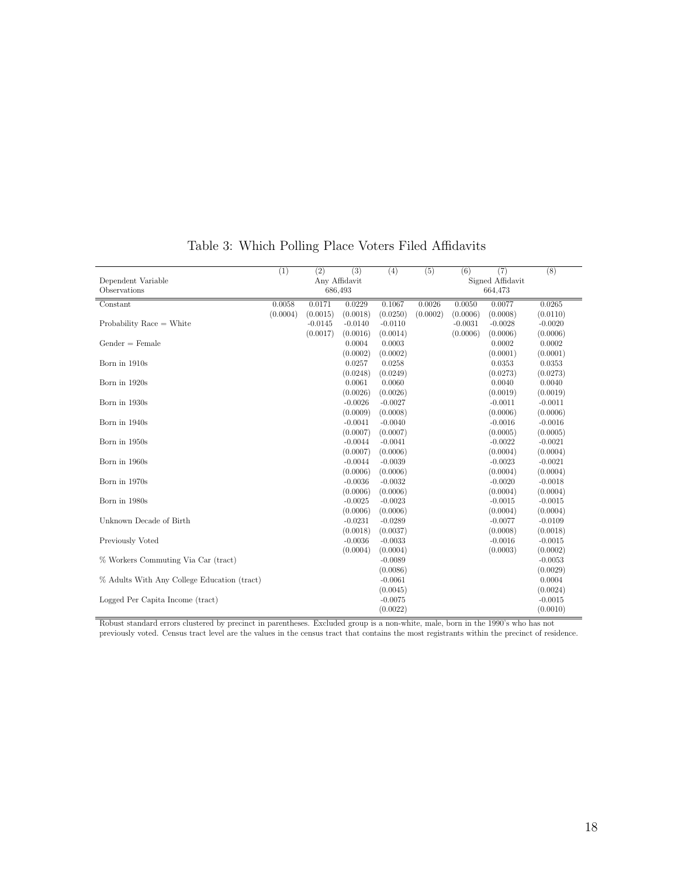# Table 3: Which Polling Place Voters Filed Affidavits

| | (1) | (2) | (3) | (4) | (5) | (6) | (7) | (8) |
|---|---|---|---|---|---|---|---|---|
| Dependent Variable | | Any Affidavit | | | | Signed Affidavit | | |
| Observations | | 686,493 | | | | 664,473 | | |
| Constant | 0.0058 | 0.0171 | 0.0229 | 0.1067 | 0.0026 | 0.0050 | 0.0077 | 0.0265 |
| | (0.0004) | (0.0015) | (0.0018) | (0.0250) | (0.0002) | (0.0006) | (0.0008) | (0.0110) |
| Probability Race = White | | -0.0145 | -0.0140 | -0.0110 | | -0.0031 | -0.0028 | -0.0020 |
| | | (0.0017) | (0.0016) | (0.0014) | | (0.0006) | (0.0006) | (0.0006) |
| Gender = Female | | | 0.0004 | 0.0003 | | | 0.0002 | 0.0002 |
| | | | (0.0002) | (0.0002) | | | (0.0001) | (0.0001) |
| Born in 1910s | | | 0.0257 | 0.0258 | | | 0.0353 | 0.0353 |
| | | | (0.0248) | (0.0249) | | | (0.0273) | (0.0273) |
| Born in 1920s | | | 0.0061 | 0.0060 | | | 0.0040 | 0.0040 |
| | | | (0.0026) | (0.0026) | | | (0.0019) | (0.0019) |
| Born in 1930s | | | -0.0026 | -0.0027 | | | -0.0011 | -0.0011 |
| | | | (0.0009) | (0.0008) | | | (0.0006) | (0.0006) |
| Born in 1940s | | | -0.0041 | -0.0040 | | | -0.0016 | -0.0016 |
| | | | (0.0007) | (0.0007) | | | (0.0005) | (0.0005) |
| Born in 1950s | | | -0.0044 | -0.0041 | | | -0.0022 | -0.0021 |
| | | | (0.0007) | (0.0006) | | | (0.0004) | (0.0004) |
| Born in 1960s | | | -0.0044 | -0.0039 | | | -0.0023 | -0.0021 |
| | | | (0.0006) | (0.0006) | | | (0.0004) | (0.0004) |
| Born in 1970s | | | -0.0036 | -0.0032 | | | -0.0020 | -0.0018 |
| | | | (0.0006) | (0.0006) | | | (0.0004) | (0.0004) |
| Born in 1980s | | | -0.0025 | -0.0023 | | | -0.0015 | -0.0015 |
| | | | (0.0006) | (0.0006) | | | (0.0004) | (0.0004) |
| Unknown Decade of Birth | | | -0.0231 | -0.0289 | | | -0.0077 | -0.0109 |
| | | | (0.0018) | (0.0037) | | | (0.0008) | (0.0018) |
| Previously Voted | | | -0.0036 | -0.0033 | | | -0.0016 | -0.0015 |
| | | | (0.0004) | (0.0004) | | | (0.0003) | (0.0002) |
| % Workers Commuting Via Car (tract) | | | | -0.0089 | | | | -0.0053 |
| | | | | (0.0086) | | | | (0.0029) |
| % Adults With Any College Education (tract) | | | | -0.0061 | | | | 0.0004 |
| | | | | (0.0045) | | | | (0.0024) |
| Logged Per Capita Income (tract) | | | | -0.0075 | | | | -0.0015 |
| | | | | (0.0022) | | | | (0.0010) |

Robust standard errors clustered by precinct in parentheses. Excluded group is a non-white, male, born in the 1990's who has not previously voted. Census tract level are the values in the census tract that contains the most registrants within the precinct of residence.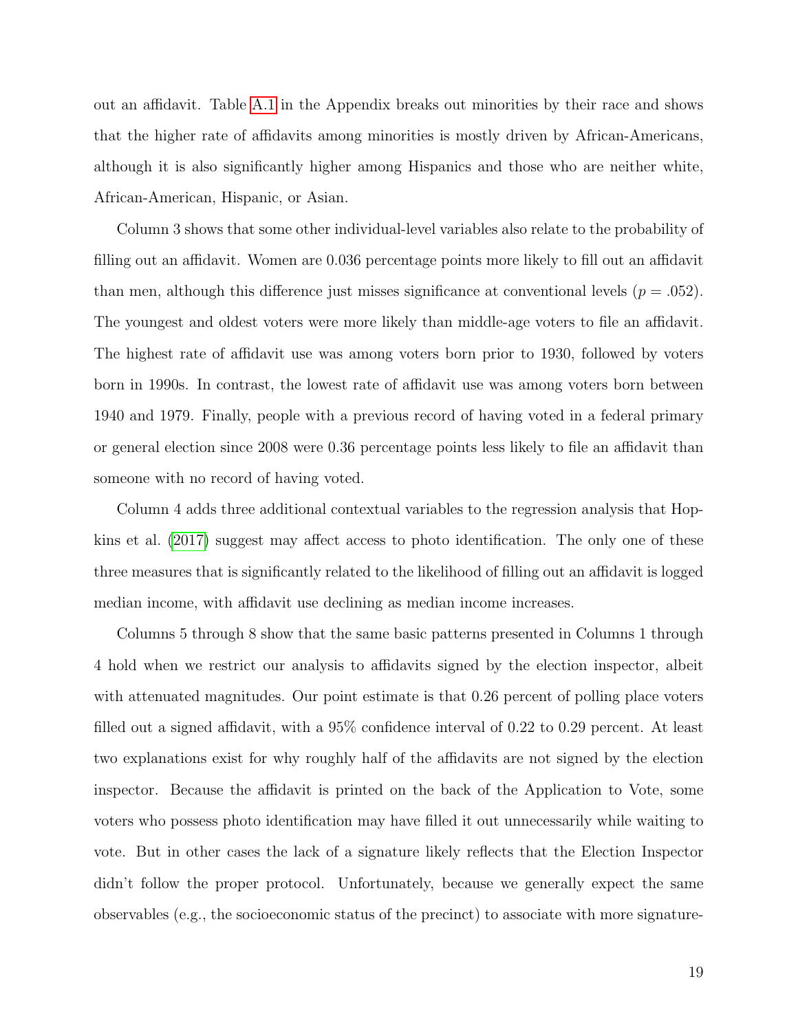out an affidavit. Table A.1 in the Appendix breaks out minorities by their race and shows that the higher rate of affidavits among minorities is mostly driven by African-Americans, although it is also significantly higher among Hispanics and those who are neither white, African-American, Hispanic, or Asian.

Column 3 shows that some other individual-level variables also relate to the probability of filling out an affidavit. Women are 0.036 percentage points more likely to fill out an affidavit than men, although this difference just misses significance at conventional levels ($p = .052$). The youngest and oldest voters were more likely than middle-age voters to file an affidavit. The highest rate of affidavit use was among voters born prior to 1930, followed by voters born in 1990s. In contrast, the lowest rate of affidavit use was among voters born between 1940 and 1979. Finally, people with a previous record of having voted in a federal primary or general election since 2008 were 0.36 percentage points less likely to file an affidavit than someone with no record of having voted.

Column 4 adds three additional contextual variables to the regression analysis that Hopkins et al. (2017) suggest may affect access to photo identification. The only one of these three measures that is significantly related to the likelihood of filling out an affidavit is logged median income, with affidavit use declining as median income increases.

Columns 5 through 8 show that the same basic patterns presented in Columns 1 through 4 hold when we restrict our analysis to affidavits signed by the election inspector, albeit with attenuated magnitudes. Our point estimate is that 0.26 percent of polling place voters filled out a signed affidavit, with a 95% confidence interval of 0.22 to 0.29 percent. At least two explanations exist for why roughly half of the affidavits are not signed by the election inspector. Because the affidavit is printed on the back of the Application to Vote, some voters who possess photo identification may have filled it out unnecessarily while waiting to vote. But in other cases the lack of a signature likely reflects that the Election Inspector didn't follow the proper protocol. Unfortunately, because we generally expect the same observables (e.g., the socioeconomic status of the precinct) to associate with more signature-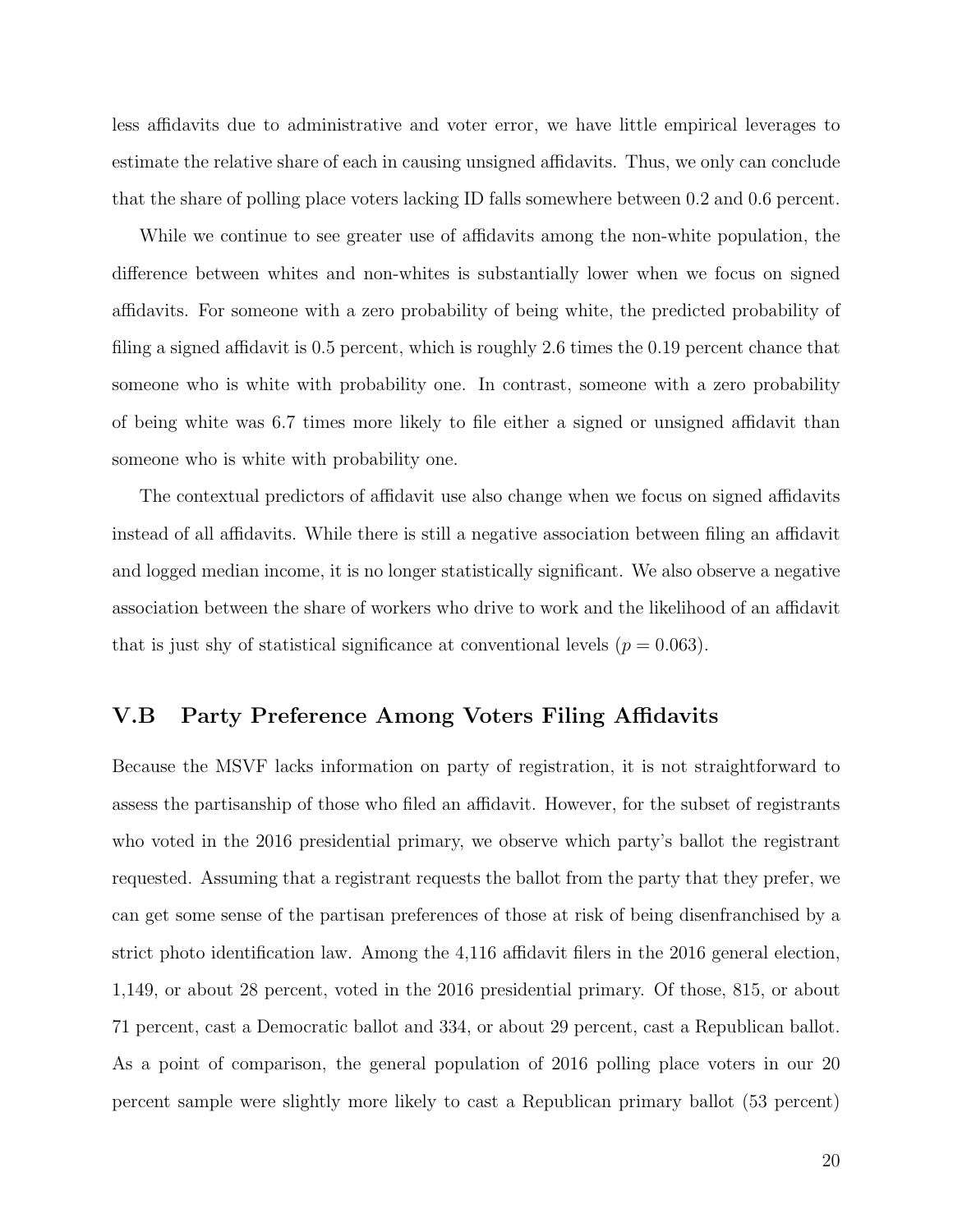less affidavits due to administrative and voter error, we have little empirical leverages to estimate the relative share of each in causing unsigned affidavits. Thus, we only can conclude that the share of polling place voters lacking ID falls somewhere between 0.2 and 0.6 percent.

While we continue to see greater use of affidavits among the non-white population, the difference between whites and non-whites is substantially lower when we focus on signed affidavits. For someone with a zero probability of being white, the predicted probability of filing a signed affidavit is 0.5 percent, which is roughly 2.6 times the 0.19 percent chance that someone who is white with probability one. In contrast, someone with a zero probability of being white was 6.7 times more likely to file either a signed or unsigned affidavit than someone who is white with probability one.

The contextual predictors of affidavit use also change when we focus on signed affidavits instead of all affidavits. While there is still a negative association between filing an affidavit and logged median income, it is no longer statistically significant. We also observe a negative association between the share of workers who drive to work and the likelihood of an affidavit that is just shy of statistical significance at conventional levels ($p = 0.063$).

## V.B Party Preference Among Voters Filing Affidavits

Because the MSVF lacks information on party of registration, it is not straightforward to assess the partisanship of those who filed an affidavit. However, for the subset of registrants who voted in the 2016 presidential primary, we observe which party's ballot the registrant requested. Assuming that a registrant requests the ballot from the party that they prefer, we can get some sense of the partisan preferences of those at risk of being disenfranchised by a strict photo identification law. Among the 4,116 affidavit filers in the 2016 general election, 1,149, or about 28 percent, voted in the 2016 presidential primary. Of those, 815, or about 71 percent, cast a Democratic ballot and 334, or about 29 percent, cast a Republican ballot. As a point of comparison, the general population of 2016 polling place voters in our 20 percent sample were slightly more likely to cast a Republican primary ballot (53 percent)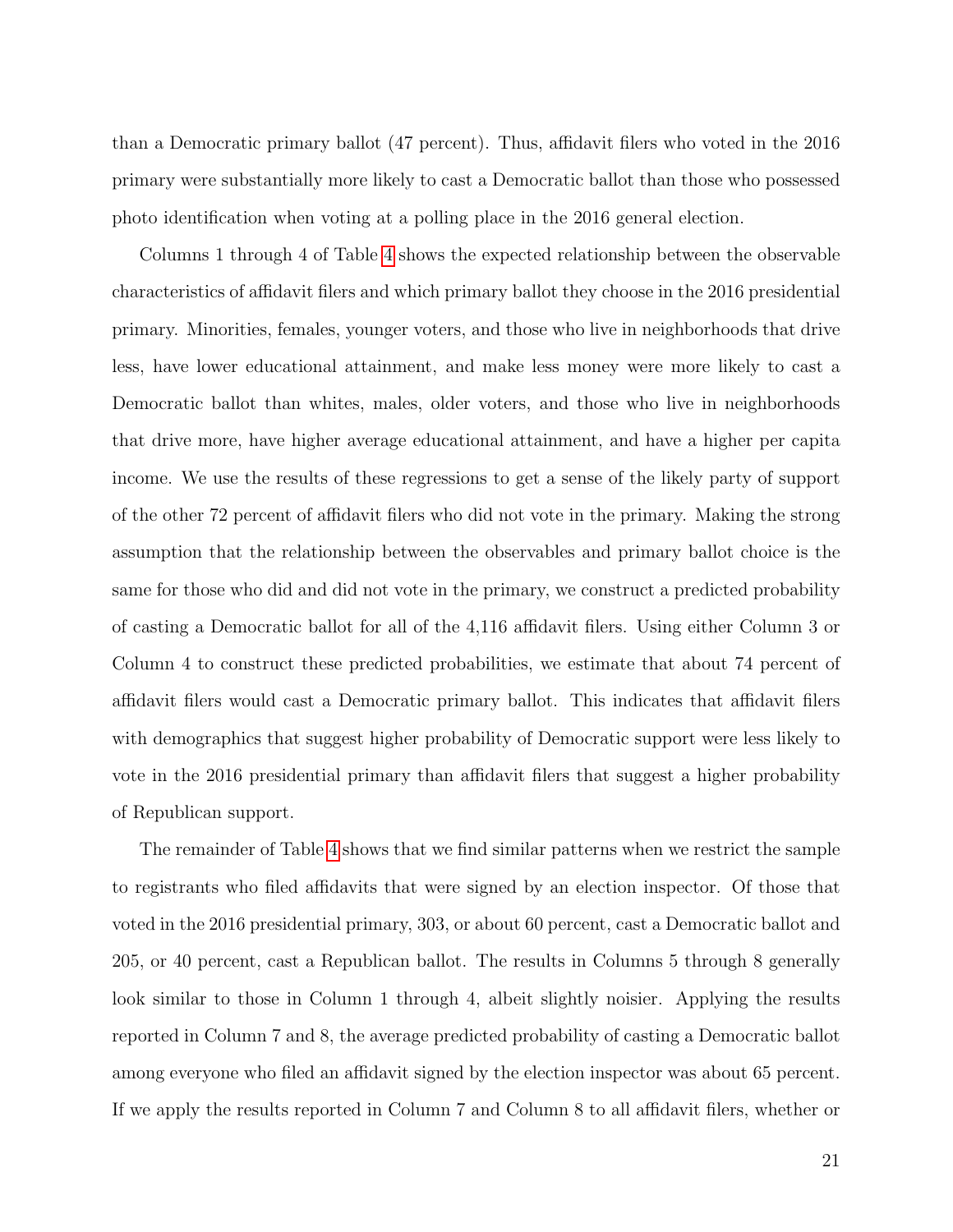than a Democratic primary ballot (47 percent). Thus, affidavit filers who voted in the 2016 primary were substantially more likely to cast a Democratic ballot than those who possessed photo identification when voting at a polling place in the 2016 general election.

Columns 1 through 4 of Table 4 shows the expected relationship between the observable characteristics of affidavit filers and which primary ballot they choose in the 2016 presidential primary. Minorities, females, younger voters, and those who live in neighborhoods that drive less, have lower educational attainment, and make less money were more likely to cast a Democratic ballot than whites, males, older voters, and those who live in neighborhoods that drive more, have higher average educational attainment, and have a higher per capita income. We use the results of these regressions to get a sense of the likely party of support of the other 72 percent of affidavit filers who did not vote in the primary. Making the strong assumption that the relationship between the observables and primary ballot choice is the same for those who did and did not vote in the primary, we construct a predicted probability of casting a Democratic ballot for all of the 4,116 affidavit filers. Using either Column 3 or Column 4 to construct these predicted probabilities, we estimate that about 74 percent of affidavit filers would cast a Democratic primary ballot. This indicates that affidavit filers with demographics that suggest higher probability of Democratic support were less likely to vote in the 2016 presidential primary than affidavit filers that suggest a higher probability of Republican support.

The remainder of Table 4 shows that we find similar patterns when we restrict the sample to registrants who filed affidavits that were signed by an election inspector. Of those that voted in the 2016 presidential primary, 303, or about 60 percent, cast a Democratic ballot and 205, or 40 percent, cast a Republican ballot. The results in Columns 5 through 8 generally look similar to those in Column 1 through 4, albeit slightly noisier. Applying the results reported in Column 7 and 8, the average predicted probability of casting a Democratic ballot among everyone who filed an affidavit signed by the election inspector was about 65 percent. If we apply the results reported in Column 7 and Column 8 to all affidavit filers, whether or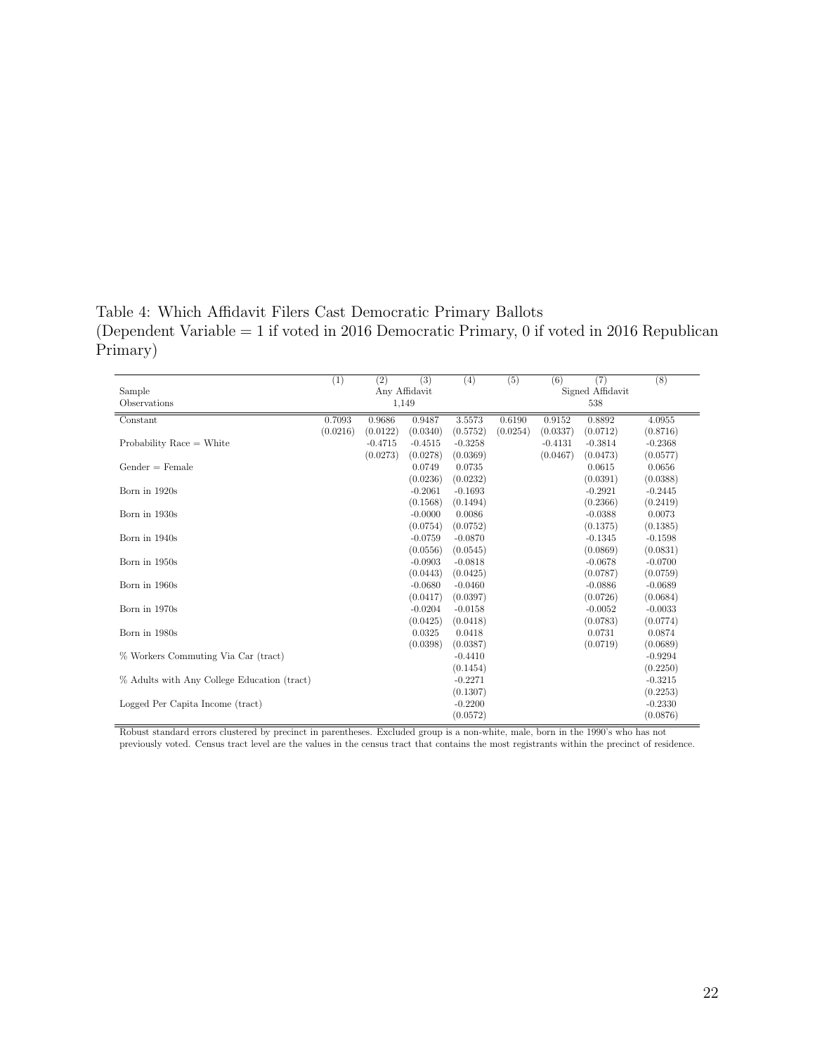Table 4: Which Affidavit Filers Cast Democratic Primary Ballots
(Dependent Variable = 1 if voted in 2016 Democratic Primary, 0 if voted in 2016 Republican Primary)

| | (1) | (2) | (3) | (4) | (5) | (6) | (7) | (8) |
|---|---|---|---|---|---|---|---|---|
| Sample | Any Affidavit | | | | Signed Affidavit | | | |
| Observations | 1,149 | | | | 538 | | | |
| Constant | 0.7093 | 0.9686 | 0.9487 | 3.5573 | 0.6190 | 0.9152 | 0.8892 | 4.0955 |
| | (0.0216) | (0.0122) | (0.0340) | (0.5752) | (0.0254) | (0.0337) | (0.0712) | (0.8716) |
| Probability Race = White | | -0.4715 | -0.4515 | -0.3258 | | -0.4131 | -0.3814 | -0.2368 |
| | | (0.0273) | (0.0278) | (0.0369) | | (0.0467) | (0.0473) | (0.0577) |
| Gender = Female | | | 0.0749 | 0.0735 | | | 0.0615 | 0.0656 |
| | | | (0.0236) | (0.0232) | | | (0.0391) | (0.0388) |
| Born in 1920s | | | -0.2061 | -0.1693 | | | -0.2921 | -0.2445 |
| | | | (0.1568) | (0.1494) | | | (0.2366) | (0.2419) |
| Born in 1930s | | | -0.0000 | 0.0086 | | | -0.0388 | 0.0073 |
| | | | (0.0754) | (0.0752) | | | (0.1375) | (0.1385) |
| Born in 1940s | | | -0.0759 | -0.0870 | | | -0.1345 | -0.1598 |
| | | | (0.0556) | (0.0545) | | | (0.0869) | (0.0831) |
| Born in 1950s | | | -0.0903 | -0.0818 | | | -0.0678 | -0.0700 |
| | | | (0.0443) | (0.0425) | | | (0.0787) | (0.0759) |
| Born in 1960s | | | -0.0680 | -0.0460 | | | -0.0886 | -0.0689 |
| | | | (0.0417) | (0.0397) | | | (0.0726) | (0.0684) |
| Born in 1970s | | | -0.0204 | -0.0158 | | | -0.0052 | -0.0033 |
| | | | (0.0425) | (0.0418) | | | (0.0783) | (0.0774) |
| Born in 1980s | | | 0.0325 | 0.0418 | | | 0.0731 | 0.0874 |
| | | | (0.0398) | (0.0387) | | | (0.0719) | (0.0689) |
| % Workers Commuting Via Car (tract) | | | | -0.4410 | | | | -0.9294 |
| | | | | (0.1454) | | | | (0.2250) |
| % Adults with Any College Education (tract) | | | | -0.2271 | | | | -0.3215 |
| | | | | (0.1307) | | | | (0.2253) |
| Logged Per Capita Income (tract) | | | | -0.2200 | | | | -0.2330 |
| | | | | (0.0572) | | | | (0.0876) |

Robust standard errors clustered by precinct in parentheses. Excluded group is a non-white, male, born in the 1990's who has not previously voted. Census tract level are the values in the census tract that contains the most registrants within the precinct of residence.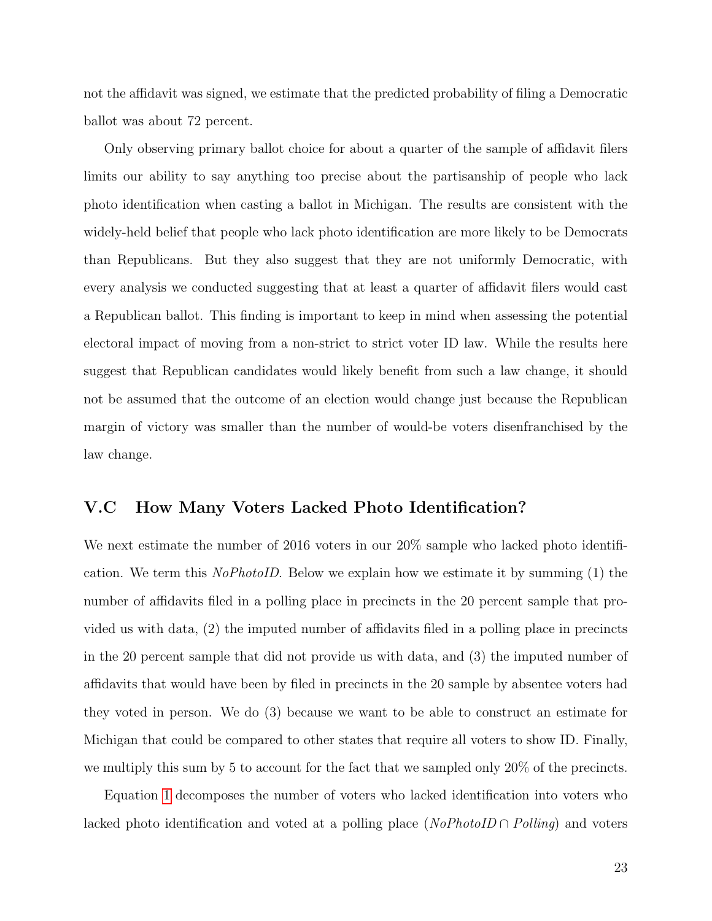not the affidavit was signed, we estimate that the predicted probability of filing a Democratic ballot was about 72 percent.

Only observing primary ballot choice for about a quarter of the sample of affidavit filers limits our ability to say anything too precise about the partisanship of people who lack photo identification when casting a ballot in Michigan. The results are consistent with the widely-held belief that people who lack photo identification are more likely to be Democrats than Republicans. But they also suggest that they are not uniformly Democratic, with every analysis we conducted suggesting that at least a quarter of affidavit filers would cast a Republican ballot. This finding is important to keep in mind when assessing the potential electoral impact of moving from a non-strict to strict voter ID law. While the results here suggest that Republican candidates would likely benefit from such a law change, it should not be assumed that the outcome of an election would change just because the Republican margin of victory was smaller than the number of would-be voters disenfranchised by the law change.

### V.C How Many Voters Lacked Photo Identification?

We next estimate the number of 2016 voters in our 20% sample who lacked photo identification. We term this *NoPhotoID*. Below we explain how we estimate it by summing (1) the number of affidavits filed in a polling place in precincts in the 20 percent sample that provided us with data, (2) the imputed number of affidavits filed in a polling place in precincts in the 20 percent sample that did not provide us with data, and (3) the imputed number of affidavits that would have been by filed in precincts in the 20 sample by absentee voters had they voted in person. We do (3) because we want to be able to construct an estimate for Michigan that could be compared to other states that require all voters to show ID. Finally, we multiply this sum by 5 to account for the fact that we sampled only 20% of the precincts.

Equation 1 decomposes the number of voters who lacked identification into voters who lacked photo identification and voted at a polling place ($NoPhotoID \cap Polling$) and voters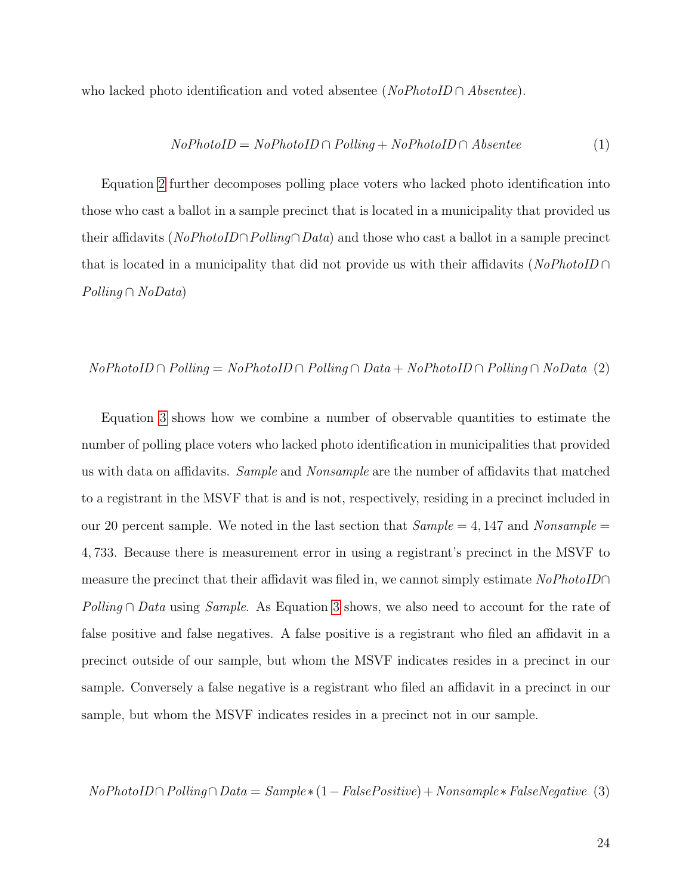who lacked photo identification and voted absentee ($NoPhotoID \cap Absentee$).

$$NoPhotoID = NoPhotoID \cap Polling + NoPhotoID \cap Absentee \tag{1}$$

Equation 2 further decomposes polling place voters who lacked photo identification into those who cast a ballot in a sample precinct that is located in a municipality that provided us their affidavits ($NoPhotoID \cap Polling \cap Data$) and those who cast a ballot in a sample precinct that is located in a municipality that did not provide us with their affidavits ($NoPhotoID \cap Polling \cap NoData$)

$$NoPhotoID \cap Polling = NoPhotoID \cap Polling \cap Data + NoPhotoID \cap Polling \cap NoData \tag{2}$$

Equation 3 shows how we combine a number of observable quantities to estimate the number of polling place voters who lacked photo identification in municipalities that provided us with data on affidavits. *Sample* and *Nonsample* are the number of affidavits that matched to a registrant in the MSVF that is and is not, respectively, residing in a precinct included in our 20 percent sample. We noted in the last section that $Sample = 4,147$ and $Nonsample = 4,733$. Because there is measurement error in using a registrant's precinct in the MSVF to measure the precinct that their affidavit was filed in, we cannot simply estimate $NoPhotoID \cap Polling \cap Data$ using *Sample*. As Equation 3 shows, we also need to account for the rate of false positive and false negatives. A false positive is a registrant who filed an affidavit in a precinct outside of our sample, but whom the MSVF indicates resides in a precinct in our sample. Conversely a false negative is a registrant who filed an affidavit in a precinct in our sample, but whom the MSVF indicates resides in a precinct not in our sample.

$$NoPhotoID \cap Polling \cap Data = Sample * (1 - FalsePositive) + Nonsample * FalseNegative \tag{3}$$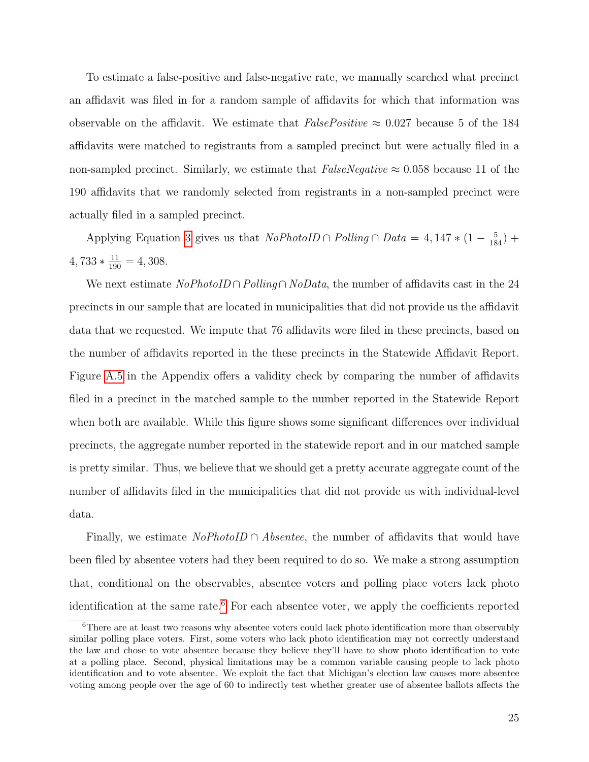To estimate a false-positive and false-negative rate, we manually searched what precinct an affidavit was filed in for a random sample of affidavits for which that information was observable on the affidavit. We estimate that $FalsePositive \approx 0.027$ because 5 of the 184 affidavits were matched to registrants from a sampled precinct but were actually filed in a non-sampled precinct. Similarly, we estimate that $FalseNegative \approx 0.058$ because 11 of the 190 affidavits that we randomly selected from registrants in a non-sampled precinct were actually filed in a sampled precinct.

Applying Equation 3 gives us that $NoPhotoID \cap Polling \cap Data = 4,147 * (1 - \frac{5}{184}) + 4,733 * \frac{11}{190} = 4,308$.

We next estimate $NoPhotoID \cap Polling \cap NoData$, the number of affidavits cast in the 24 precincts in our sample that are located in municipalities that did not provide us the affidavit data that we requested. We impute that 76 affidavits were filed in these precincts, based on the number of affidavits reported in the these precincts in the Statewide Affidavit Report. Figure A.5 in the Appendix offers a validity check by comparing the number of affidavits filed in a precinct in the matched sample to the number reported in the Statewide Report when both are available. While this figure shows some significant differences over individual precincts, the aggregate number reported in the statewide report and in our matched sample is pretty similar. Thus, we believe that we should get a pretty accurate aggregate count of the number of affidavits filed in the municipalities that did not provide us with individual-level data.

Finally, we estimate $NoPhotoID \cap Absentee$, the number of affidavits that would have been filed by absentee voters had they been required to do so. We make a strong assumption that, conditional on the observables, absentee voters and polling place voters lack photo identification at the same rate.[6] For each absentee voter, we apply the coefficients reported

[6] There are at least two reasons why absentee voters could lack photo identification more than observably similar polling place voters. First, some voters who lack photo identification may not correctly understand the law and chose to vote absentee because they believe they'll have to show photo identification to vote at a polling place. Second, physical limitations may be a common variable causing people to lack photo identification and to vote absentee. We exploit the fact that Michigan's election law causes more absentee voting among people over the age of 60 to indirectly test whether greater use of absentee ballots affects the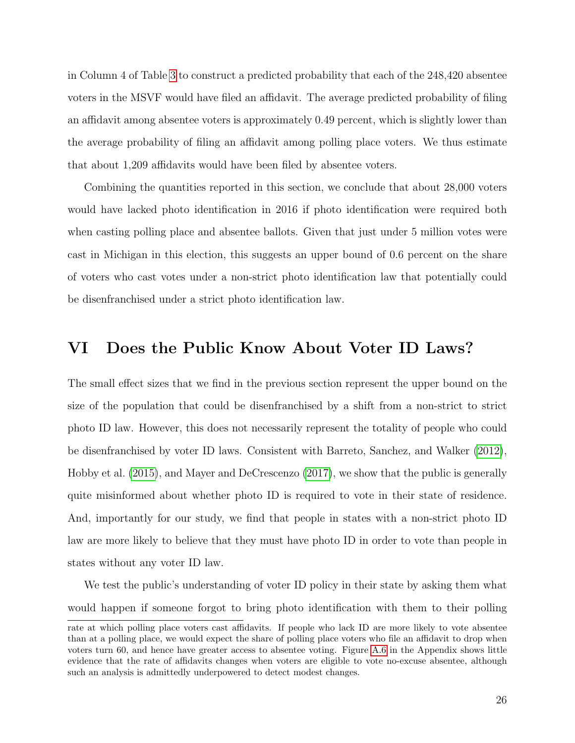in Column 4 of Table 3 to construct a predicted probability that each of the 248,420 absentee voters in the MSVF would have filed an affidavit. The average predicted probability of filing an affidavit among absentee voters is approximately 0.49 percent, which is slightly lower than the average probability of filing an affidavit among polling place voters. We thus estimate that about 1,209 affidavits would have been filed by absentee voters.

Combining the quantities reported in this section, we conclude that about 28,000 voters would have lacked photo identification in 2016 if photo identification were required both when casting polling place and absentee ballots. Given that just under 5 million votes were cast in Michigan in this election, this suggests an upper bound of 0.6 percent on the share of voters who cast votes under a non-strict photo identification law that potentially could be disenfranchised under a strict photo identification law.

# VI Does the Public Know About Voter ID Laws?

The small effect sizes that we find in the previous section represent the upper bound on the size of the population that could be disenfranchised by a shift from a non-strict to strict photo ID law. However, this does not necessarily represent the totality of people who could be disenfranchised by voter ID laws. Consistent with Barreto, Sanchez, and Walker (2012), Hobby et al. (2015), and Mayer and DeCrescenzo (2017), we show that the public is generally quite misinformed about whether photo ID is required to vote in their state of residence. And, importantly for our study, we find that people in states with a non-strict photo ID law are more likely to believe that they must have photo ID in order to vote than people in states without any voter ID law.

We test the public's understanding of voter ID policy in their state by asking them what would happen if someone forgot to bring photo identification with them to their polling

rate at which polling place voters cast affidavits. If people who lack ID are more likely to vote absentee than at a polling place, we would expect the share of polling place voters who file an affidavit to drop when voters turn 60, and hence have greater access to absentee voting. Figure A.6 in the Appendix shows little evidence that the rate of affidavits changes when voters are eligible to vote no-excuse absentee, although such an analysis is admittedly underpowered to detect modest changes.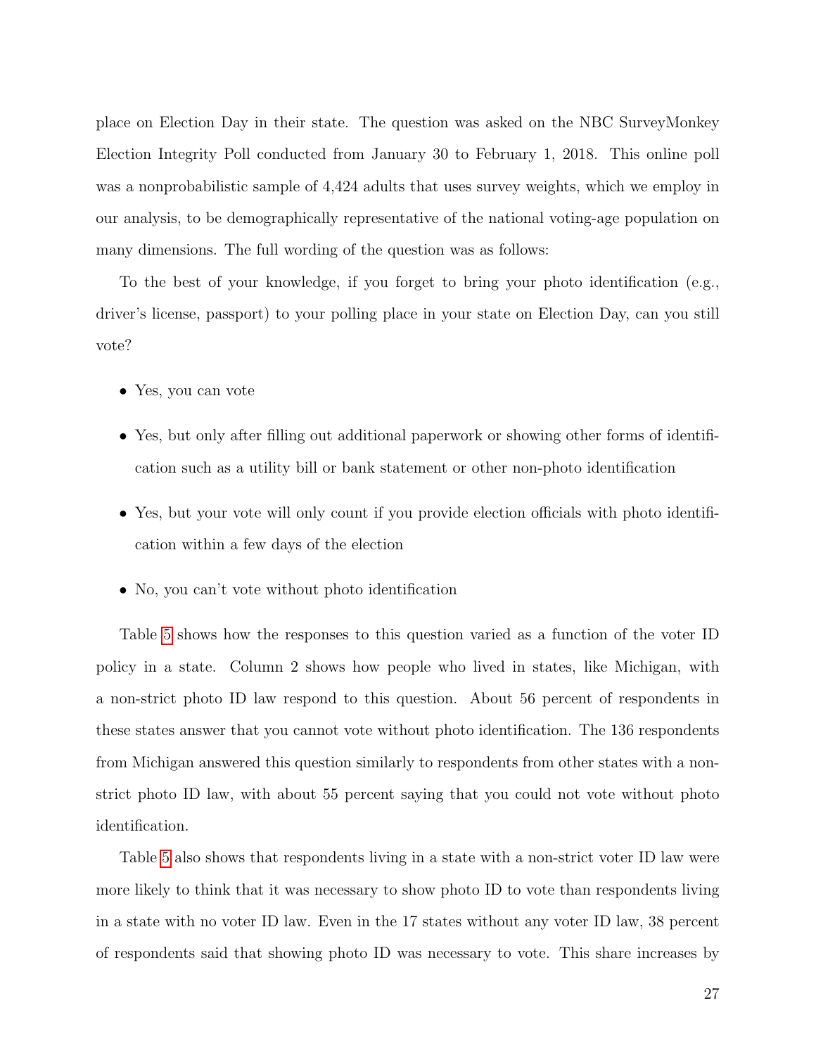place on Election Day in their state. The question was asked on the NBC SurveyMonkey Election Integrity Poll conducted from January 30 to February 1, 2018. This online poll was a nonprobabilistic sample of 4,424 adults that uses survey weights, which we employ in our analysis, to be demographically representative of the national voting-age population on many dimensions. The full wording of the question was as follows:

To the best of your knowledge, if you forget to bring your photo identification (e.g., driver's license, passport) to your polling place in your state on Election Day, can you still vote?

- Yes, you can vote
- Yes, but only after filling out additional paperwork or showing other forms of identification such as a utility bill or bank statement or other non-photo identification
- Yes, but your vote will only count if you provide election officials with photo identification within a few days of the election
- No, you can't vote without photo identification

Table 5 shows how the responses to this question varied as a function of the voter ID policy in a state. Column 2 shows how people who lived in states, like Michigan, with a non-strict photo ID law respond to this question. About 56 percent of respondents in these states answer that you cannot vote without photo identification. The 136 respondents from Michigan answered this question similarly to respondents from other states with a non-strict photo ID law, with about 55 percent saying that you could not vote without photo identification.

Table 5 also shows that respondents living in a state with a non-strict voter ID law were more likely to think that it was necessary to show photo ID to vote than respondents living in a state with no voter ID law. Even in the 17 states without any voter ID law, 38 percent of respondents said that showing photo ID was necessary to vote. This share increases by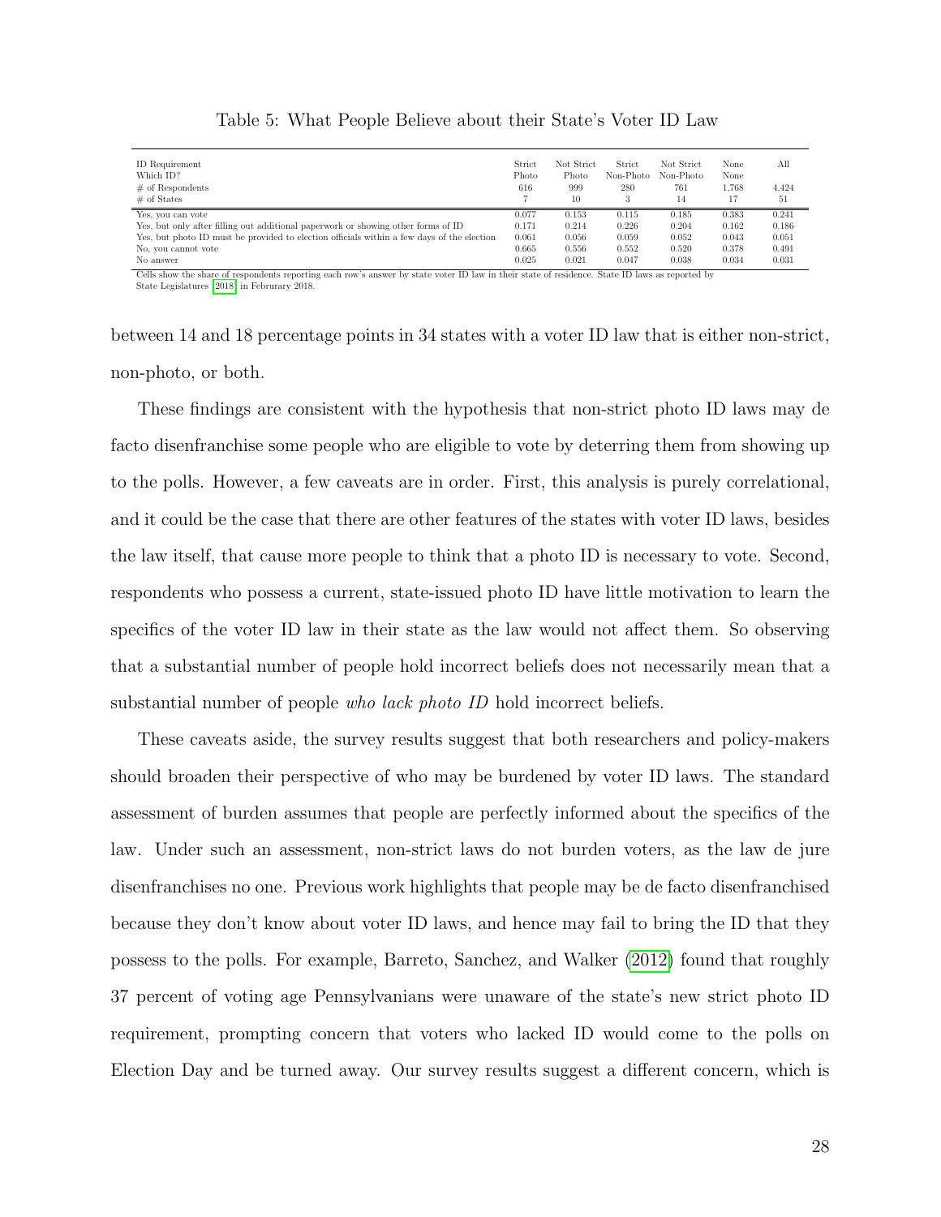Table 5: What People Believe about their State's Voter ID Law

| ID Requirement | Strict | Not Strict | Strict | Not Strict | None | All |
|---|---|---|---|---|---|---|
| Which ID? | Photo | Photo | Non-Photo | Non-Photo | None | |
| # of Respondents | 616 | 999 | 280 | 761 | 1,768 | 4,424 |
| # of States | 7 | 10 | 3 | 14 | 17 | 51 |
| Yes, you can vote | 0.077 | 0.153 | 0.115 | 0.185 | 0.383 | 0.241 |
| Yes, but only after filling out additional paperwork or showing other forms of ID | 0.171 | 0.214 | 0.226 | 0.204 | 0.162 | 0.186 |
| Yes, but photo ID must be provided to election officials within a few days of the election | 0.061 | 0.056 | 0.059 | 0.052 | 0.043 | 0.051 |
| No, you cannot vote | 0.665 | 0.556 | 0.552 | 0.520 | 0.378 | 0.491 |
| No answer | 0.025 | 0.021 | 0.047 | 0.038 | 0.034 | 0.031 |

Cells show the share of respondents reporting each row's answer by state voter ID law in their state of residence. State ID laws as reported by State Legislatures [2018] in Februrary 2018.

between 14 and 18 percentage points in 34 states with a voter ID law that is either non-strict, non-photo, or both.

These findings are consistent with the hypothesis that non-strict photo ID laws may de facto disenfranchise some people who are eligible to vote by deterring them from showing up to the polls. However, a few caveats are in order. First, this analysis is purely correlational, and it could be the case that there are other features of the states with voter ID laws, besides the law itself, that cause more people to think that a photo ID is necessary to vote. Second, respondents who possess a current, state-issued photo ID have little motivation to learn the specifics of the voter ID law in their state as the law would not affect them. So observing that a substantial number of people hold incorrect beliefs does not necessarily mean that a substantial number of people *who lack photo ID* hold incorrect beliefs.

These caveats aside, the survey results suggest that both researchers and policy-makers should broaden their perspective of who may be burdened by voter ID laws. The standard assessment of burden assumes that people are perfectly informed about the specifics of the law. Under such an assessment, non-strict laws do not burden voters, as the law de jure disenfranchises no one. Previous work highlights that people may be de facto disenfranchised because they don't know about voter ID laws, and hence may fail to bring the ID that they possess to the polls. For example, Barreto, Sanchez, and Walker (2012) found that roughly 37 percent of voting age Pennsylvanians were unaware of the state's new strict photo ID requirement, prompting concern that voters who lacked ID would come to the polls on Election Day and be turned away. Our survey results suggest a different concern, which is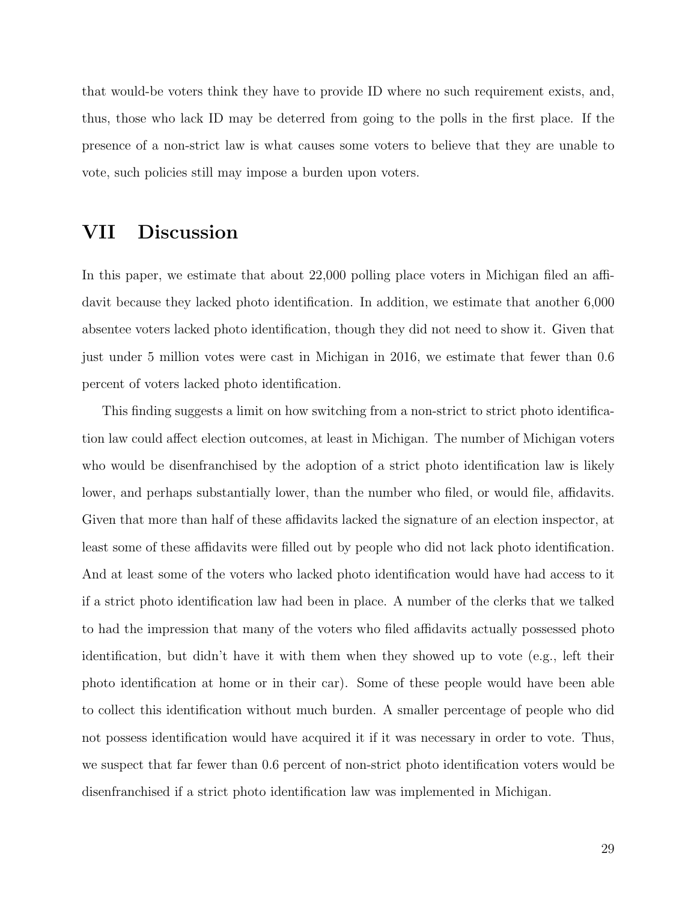that would-be voters think they have to provide ID where no such requirement exists, and, thus, those who lack ID may be deterred from going to the polls in the first place. If the presence of a non-strict law is what causes some voters to believe that they are unable to vote, such policies still may impose a burden upon voters.

## VII Discussion

In this paper, we estimate that about 22,000 polling place voters in Michigan filed an affidavit because they lacked photo identification. In addition, we estimate that another 6,000 absentee voters lacked photo identification, though they did not need to show it. Given that just under 5 million votes were cast in Michigan in 2016, we estimate that fewer than 0.6 percent of voters lacked photo identification.

This finding suggests a limit on how switching from a non-strict to strict photo identification law could affect election outcomes, at least in Michigan. The number of Michigan voters who would be disenfranchised by the adoption of a strict photo identification law is likely lower, and perhaps substantially lower, than the number who filed, or would file, affidavits. Given that more than half of these affidavits lacked the signature of an election inspector, at least some of these affidavits were filled out by people who did not lack photo identification. And at least some of the voters who lacked photo identification would have had access to it if a strict photo identification law had been in place. A number of the clerks that we talked to had the impression that many of the voters who filed affidavits actually possessed photo identification, but didn't have it with them when they showed up to vote (e.g., left their photo identification at home or in their car). Some of these people would have been able to collect this identification without much burden. A smaller percentage of people who did not possess identification would have acquired it if it was necessary in order to vote. Thus, we suspect that far fewer than 0.6 percent of non-strict photo identification voters would be disenfranchised if a strict photo identification law was implemented in Michigan.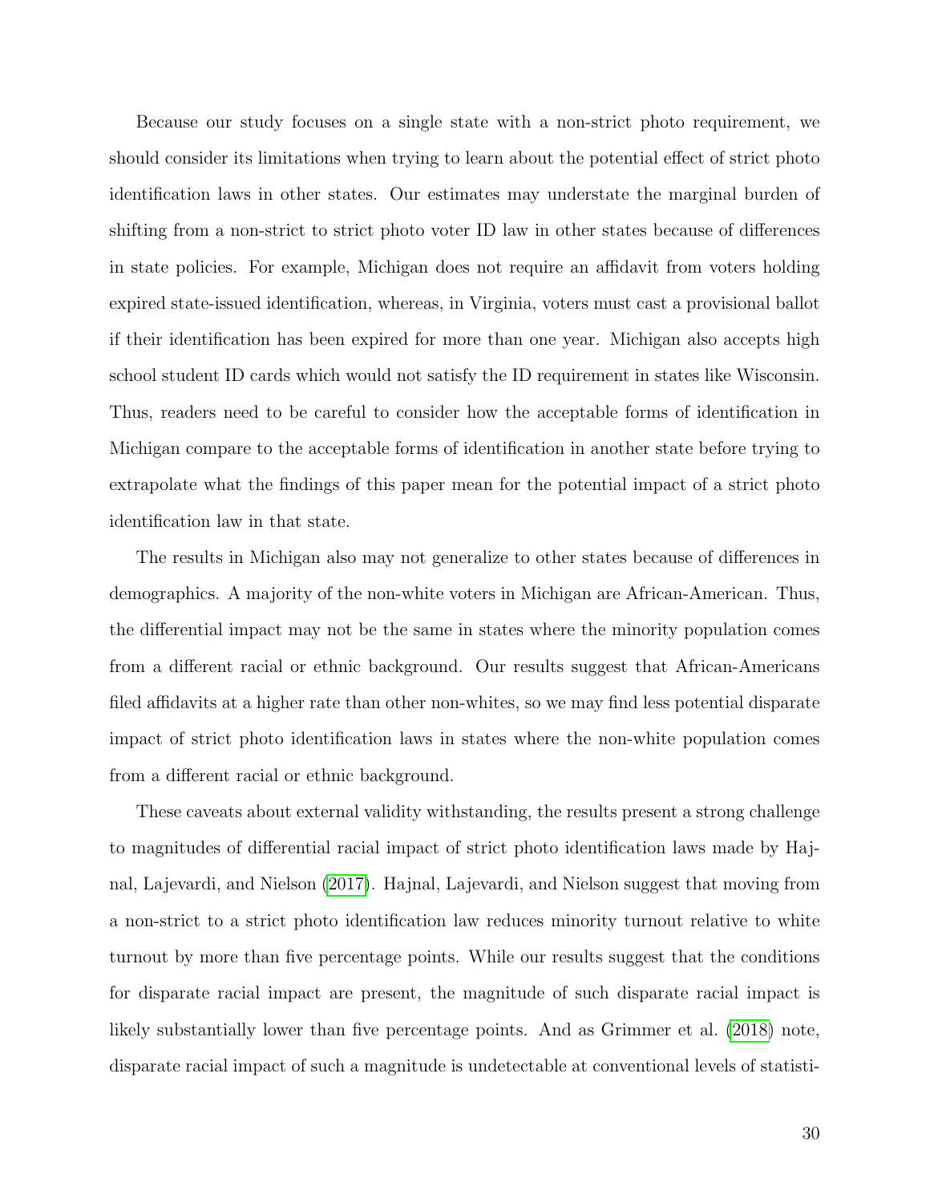Because our study focuses on a single state with a non-strict photo requirement, we should consider its limitations when trying to learn about the potential effect of strict photo identification laws in other states. Our estimates may understate the marginal burden of shifting from a non-strict to strict photo voter ID law in other states because of differences in state policies. For example, Michigan does not require an affidavit from voters holding expired state-issued identification, whereas, in Virginia, voters must cast a provisional ballot if their identification has been expired for more than one year. Michigan also accepts high school student ID cards which would not satisfy the ID requirement in states like Wisconsin. Thus, readers need to be careful to consider how the acceptable forms of identification in Michigan compare to the acceptable forms of identification in another state before trying to extrapolate what the findings of this paper mean for the potential impact of a strict photo identification law in that state.

The results in Michigan also may not generalize to other states because of differences in demographics. A majority of the non-white voters in Michigan are African-American. Thus, the differential impact may not be the same in states where the minority population comes from a different racial or ethnic background. Our results suggest that African-Americans filed affidavits at a higher rate than other non-whites, so we may find less potential disparate impact of strict photo identification laws in states where the non-white population comes from a different racial or ethnic background.

These caveats about external validity withstanding, the results present a strong challenge to magnitudes of differential racial impact of strict photo identification laws made by Hajnal, Lajevardi, and Nielson (2017). Hajnal, Lajevardi, and Nielson suggest that moving from a non-strict to a strict photo identification law reduces minority turnout relative to white turnout by more than five percentage points. While our results suggest that the conditions for disparate racial impact are present, the magnitude of such disparate racial impact is likely substantially lower than five percentage points. And as Grimmer et al. (2018) note, disparate racial impact of such a magnitude is undetectable at conventional levels of statisti-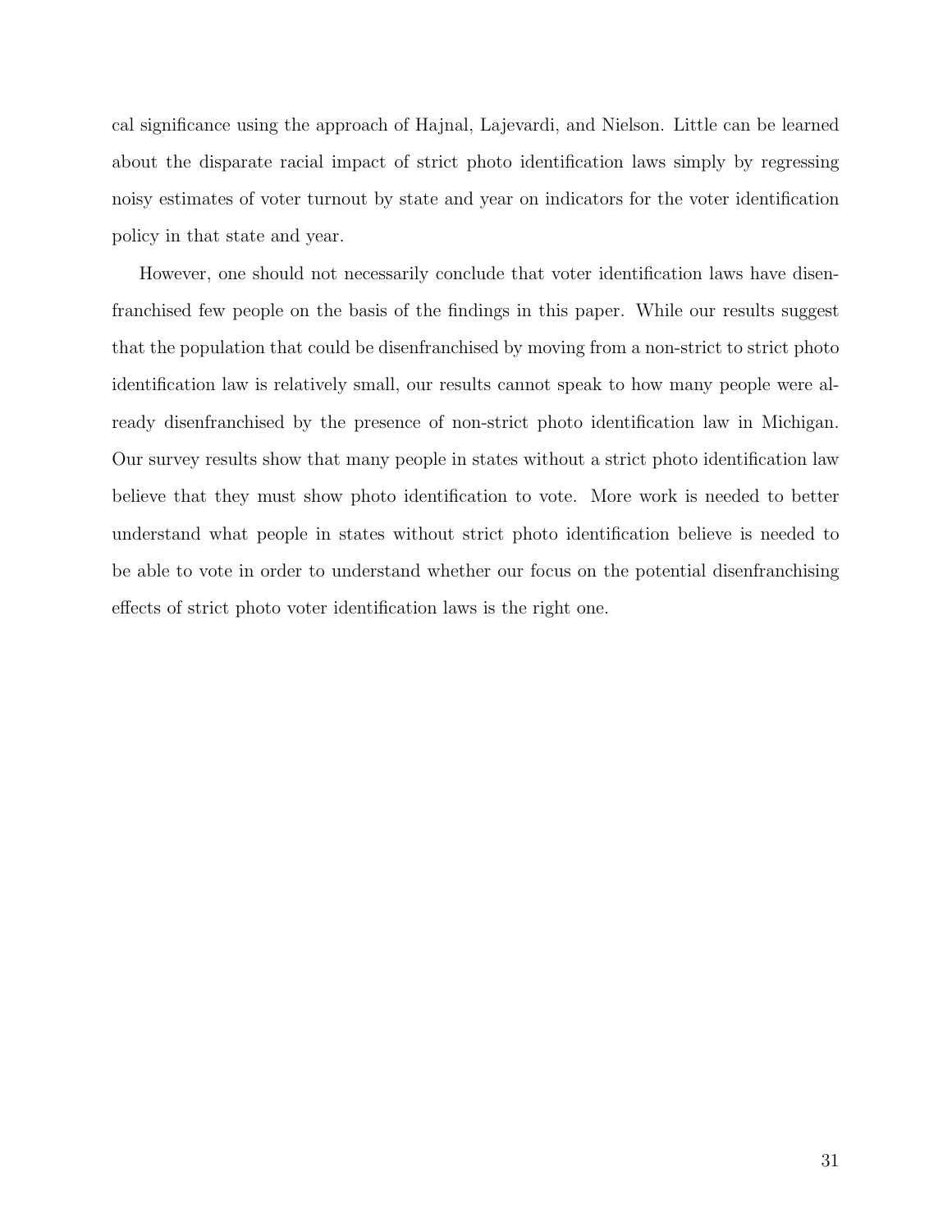cal significance using the approach of Hajnal, Lajevardi, and Nielson. Little can be learned about the disparate racial impact of strict photo identification laws simply by regressing noisy estimates of voter turnout by state and year on indicators for the voter identification policy in that state and year.

However, one should not necessarily conclude that voter identification laws have disenfranchised few people on the basis of the findings in this paper. While our results suggest that the population that could be disenfranchised by moving from a non-strict to strict photo identification law is relatively small, our results cannot speak to how many people were already disenfranchised by the presence of non-strict photo identification law in Michigan. Our survey results show that many people in states without a strict photo identification law believe that they must show photo identification to vote. More work is needed to better understand what people in states without strict photo identification believe is needed to be able to vote in order to understand whether our focus on the potential disenfranchising effects of strict photo voter identification laws is the right one.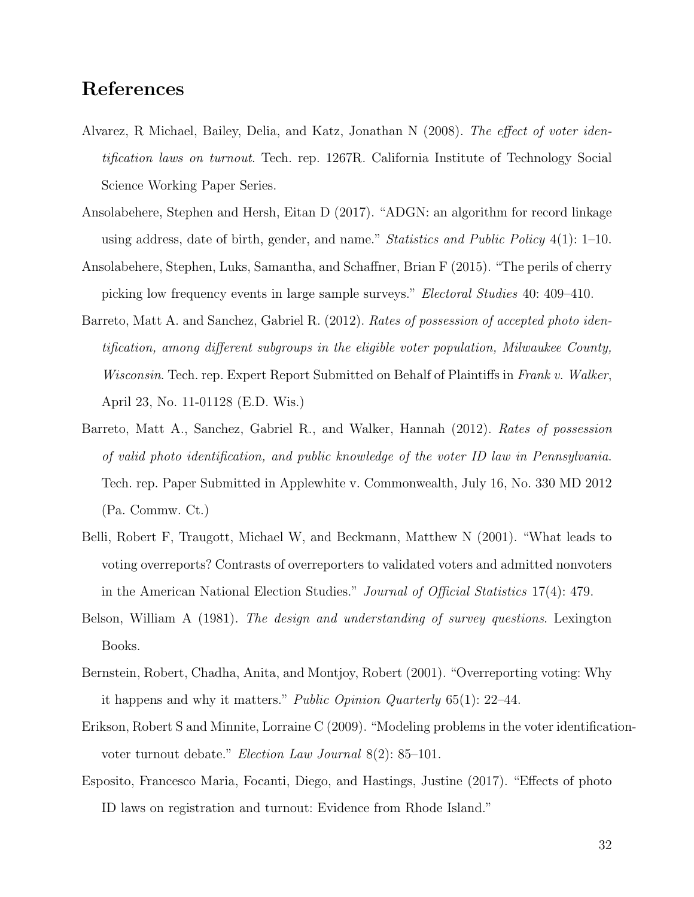# References

Alvarez, R Michael, Bailey, Delia, and Katz, Jonathan N (2008). *The effect of voter identification laws on turnout*. Tech. rep. 1267R. California Institute of Technology Social Science Working Paper Series.

Ansolabehere, Stephen and Hersh, Eitan D (2017). "ADGN: an algorithm for record linkage using address, date of birth, gender, and name." *Statistics and Public Policy* 4(1): 1–10.

Ansolabehere, Stephen, Luks, Samantha, and Schaffner, Brian F (2015). "The perils of cherry picking low frequency events in large sample surveys." *Electoral Studies* 40: 409–410.

Barreto, Matt A. and Sanchez, Gabriel R. (2012). *Rates of possession of accepted photo identification, among different subgroups in the eligible voter population, Milwaukee County, Wisconsin*. Tech. rep. Expert Report Submitted on Behalf of Plaintiffs in *Frank v. Walker*, April 23, No. 11-01128 (E.D. Wis.)

Barreto, Matt A., Sanchez, Gabriel R., and Walker, Hannah (2012). *Rates of possession of valid photo identification, and public knowledge of the voter ID law in Pennsylvania*. Tech. rep. Paper Submitted in Applewhite v. Commonwealth, July 16, No. 330 MD 2012 (Pa. Commw. Ct.)

Belli, Robert F, Traugott, Michael W, and Beckmann, Matthew N (2001). "What leads to voting overreports? Contrasts of overreporters to validated voters and admitted nonvoters in the American National Election Studies." *Journal of Official Statistics* 17(4): 479.

Belson, William A (1981). *The design and understanding of survey questions*. Lexington Books.

Bernstein, Robert, Chadha, Anita, and Montjoy, Robert (2001). "Overreporting voting: Why it happens and why it matters." *Public Opinion Quarterly* 65(1): 22–44.

Erikson, Robert S and Minnite, Lorraine C (2009). "Modeling problems in the voter identification-voter turnout debate." *Election Law Journal* 8(2): 85–101.

Esposito, Francesco Maria, Focanti, Diego, and Hastings, Justine (2017). "Effects of photo ID laws on registration and turnout: Evidence from Rhode Island."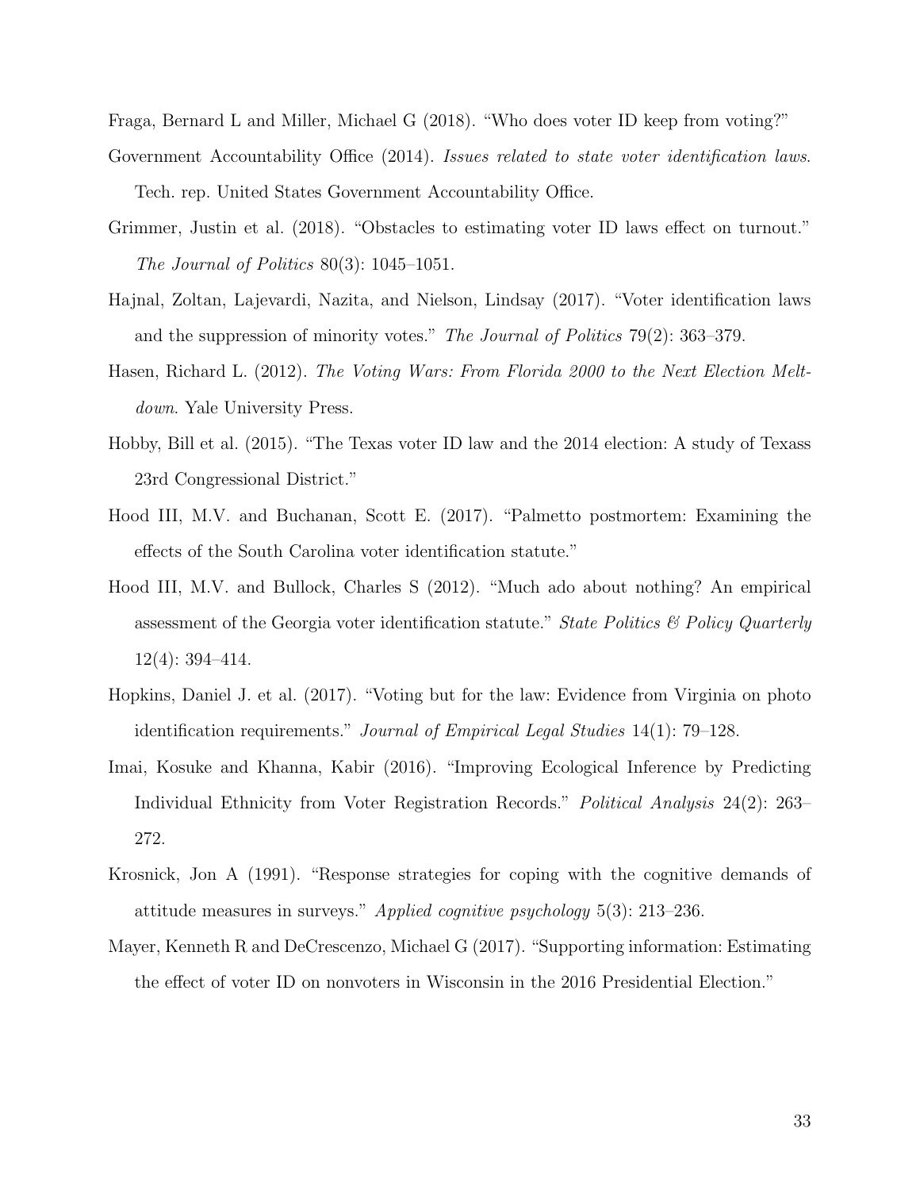Fraga, Bernard L and Miller, Michael G (2018). "Who does voter ID keep from voting?"

Government Accountability Office (2014). *Issues related to state voter identification laws*. Tech. rep. United States Government Accountability Office.

Grimmer, Justin et al. (2018). "Obstacles to estimating voter ID laws effect on turnout." *The Journal of Politics* 80(3): 1045–1051.

Hajnal, Zoltan, Lajevardi, Nazita, and Nielson, Lindsay (2017). "Voter identification laws and the suppression of minority votes." *The Journal of Politics* 79(2): 363–379.

Hasen, Richard L. (2012). *The Voting Wars: From Florida 2000 to the Next Election Meltdown*. Yale University Press.

Hobby, Bill et al. (2015). "The Texas voter ID law and the 2014 election: A study of Texass 23rd Congressional District."

Hood III, M.V. and Buchanan, Scott E. (2017). "Palmetto postmortem: Examining the effects of the South Carolina voter identification statute."

Hood III, M.V. and Bullock, Charles S (2012). "Much ado about nothing? An empirical assessment of the Georgia voter identification statute." *State Politics & Policy Quarterly* 12(4): 394–414.

Hopkins, Daniel J. et al. (2017). "Voting but for the law: Evidence from Virginia on photo identification requirements." *Journal of Empirical Legal Studies* 14(1): 79–128.

Imai, Kosuke and Khanna, Kabir (2016). "Improving Ecological Inference by Predicting Individual Ethnicity from Voter Registration Records." *Political Analysis* 24(2): 263–272.

Krosnick, Jon A (1991). "Response strategies for coping with the cognitive demands of attitude measures in surveys." *Applied cognitive psychology* 5(3): 213–236.

Mayer, Kenneth R and DeCrescenzo, Michael G (2017). "Supporting information: Estimating the effect of voter ID on nonvoters in Wisconsin in the 2016 Presidential Election."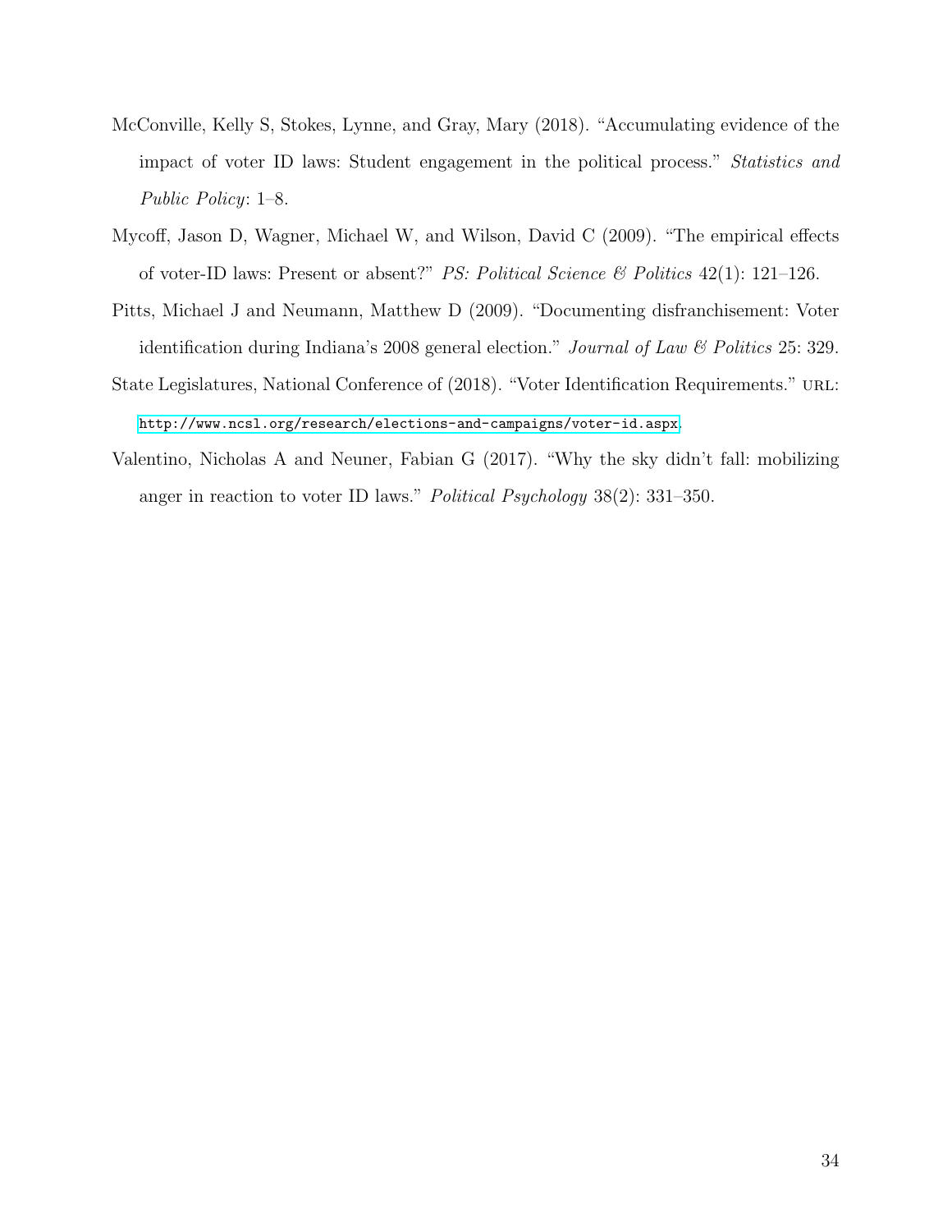McConville, Kelly S, Stokes, Lynne, and Gray, Mary (2018). "Accumulating evidence of the impact of voter ID laws: Student engagement in the political process." *Statistics and Public Policy*: 1–8.

Mycoff, Jason D, Wagner, Michael W, and Wilson, David C (2009). "The empirical effects of voter-ID laws: Present or absent?" *PS: Political Science & Politics* 42(1): 121–126.

Pitts, Michael J and Neumann, Matthew D (2009). "Documenting disfranchisement: Voter identification during Indiana's 2008 general election." *Journal of Law & Politics* 25: 329.

State Legislatures, National Conference of (2018). "Voter Identification Requirements." URL: http://www.ncsl.org/research/elections-and-campaigns/voter-id.aspx.

Valentino, Nicholas A and Neuner, Fabian G (2017). "Why the sky didn't fall: mobilizing anger in reaction to voter ID laws." *Political Psychology* 38(2): 331–350.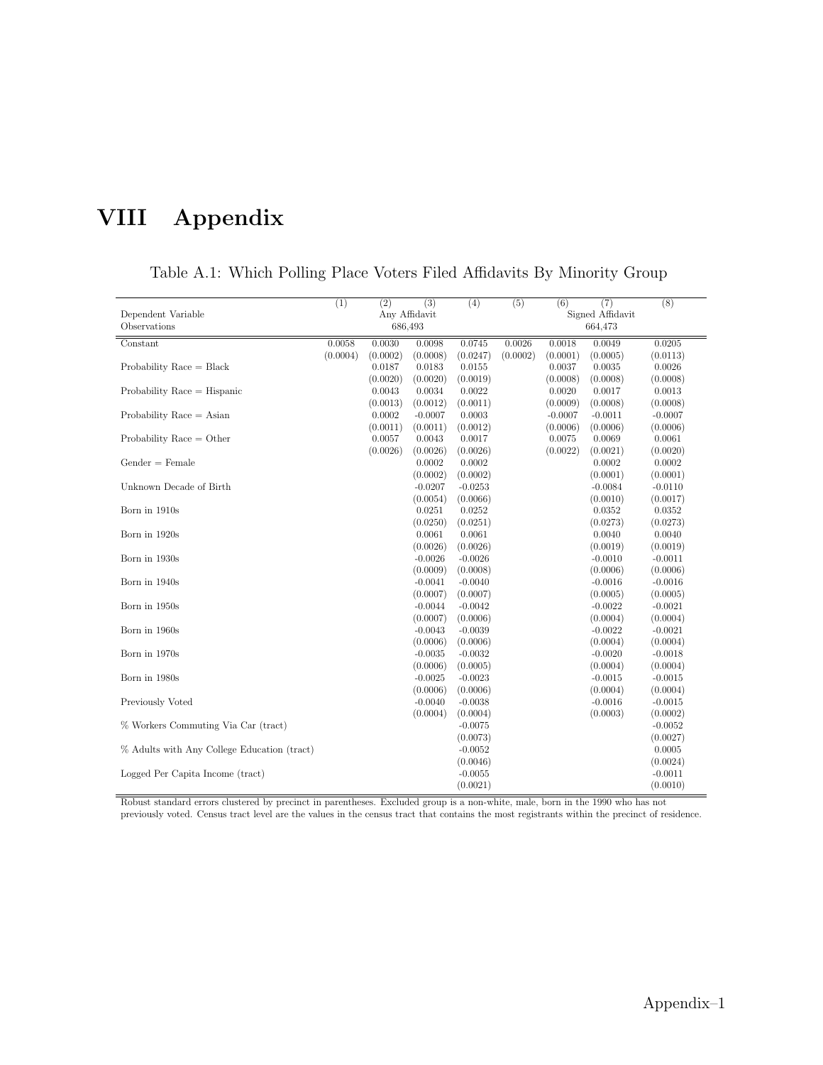# VIII Appendix

Table A.1: Which Polling Place Voters Filed Affidavits By Minority Group

| | (1) | (2) | (3) | (4) | (5) | (6) | (7) | (8) |
|---|---|---|---|---|---|---|---|---|
| Dependent Variable | Any Affidavit | | | | Signed Affidavit | | | |
| Observations | 686,493 | | | | 664,473 | | | |
| Constant | 0.0058 | 0.0030 | 0.0098 | 0.0745 | 0.0026 | 0.0018 | 0.0049 | 0.0205 |
| | (0.0004) | (0.0002) | (0.0008) | (0.0247) | (0.0002) | (0.0001) | (0.0005) | (0.0113) |
| Probability Race = Black | | 0.0187 | 0.0183 | 0.0155 | | 0.0037 | 0.0035 | 0.0026 |
| | | (0.0020) | (0.0020) | (0.0019) | | (0.0008) | (0.0008) | (0.0008) |
| Probability Race = Hispanic | | 0.0043 | 0.0034 | 0.0022 | | 0.0020 | 0.0017 | 0.0013 |
| | | (0.0013) | (0.0012) | (0.0011) | | (0.0009) | (0.0008) | (0.0008) |
| Probability Race = Asian | | 0.0002 | -0.0007 | 0.0003 | | -0.0007 | -0.0011 | -0.0007 |
| | | (0.0011) | (0.0011) | (0.0012) | | (0.0006) | (0.0006) | (0.0006) |
| Probability Race = Other | | 0.0057 | 0.0043 | 0.0017 | | 0.0075 | 0.0069 | 0.0061 |
| | | (0.0026) | (0.0026) | (0.0026) | | (0.0022) | (0.0021) | (0.0020) |
| Gender = Female | | | 0.0002 | 0.0002 | | | 0.0002 | 0.0002 |
| | | | (0.0002) | (0.0002) | | | (0.0001) | (0.0001) |
| Unknown Decade of Birth | | | -0.0207 | -0.0253 | | | -0.0084 | -0.0110 |
| | | | (0.0054) | (0.0066) | | | (0.0010) | (0.0017) |
| Born in 1910s | | | 0.0251 | 0.0252 | | | 0.0352 | 0.0352 |
| | | | (0.0250) | (0.0251) | | | (0.0273) | (0.0273) |
| Born in 1920s | | | 0.0061 | 0.0061 | | | 0.0040 | 0.0040 |
| | | | (0.0026) | (0.0026) | | | (0.0019) | (0.0019) |
| Born in 1930s | | | -0.0026 | -0.0026 | | | -0.0010 | -0.0011 |
| | | | (0.0009) | (0.0008) | | | (0.0006) | (0.0006) |
| Born in 1940s | | | -0.0041 | -0.0040 | | | -0.0016 | -0.0016 |
| | | | (0.0007) | (0.0007) | | | (0.0005) | (0.0005) |
| Born in 1950s | | | -0.0044 | -0.0042 | | | -0.0022 | -0.0021 |
| | | | (0.0007) | (0.0006) | | | (0.0004) | (0.0004) |
| Born in 1960s | | | -0.0043 | -0.0039 | | | -0.0022 | -0.0021 |
| | | | (0.0006) | (0.0006) | | | (0.0004) | (0.0004) |
| Born in 1970s | | | -0.0035 | -0.0032 | | | -0.0020 | -0.0018 |
| | | | (0.0006) | (0.0005) | | | (0.0004) | (0.0004) |
| Born in 1980s | | | -0.0025 | -0.0023 | | | -0.0015 | -0.0015 |
| | | | (0.0006) | (0.0006) | | | (0.0004) | (0.0004) |
| Previously Voted | | | -0.0040 | -0.0038 | | | -0.0016 | -0.0015 |
| | | | (0.0004) | (0.0004) | | | (0.0003) | (0.0002) |
| % Workers Commuting Via Car (tract) | | | | -0.0075 | | | | -0.0052 |
| | | | | (0.0073) | | | | (0.0027) |
| % Adults with Any College Education (tract) | | | | -0.0052 | | | | 0.0005 |
| | | | | (0.0046) | | | | (0.0024) |
| Logged Per Capita Income (tract) | | | | -0.0055 | | | | -0.0011 |
| | | | | (0.0021) | | | | (0.0010) |

Robust standard errors clustered by precinct in parentheses. Excluded group is a non-white, male, born in the 1990 who has not previously voted. Census tract level are the values in the census tract that contains the most registrants within the precinct of residence.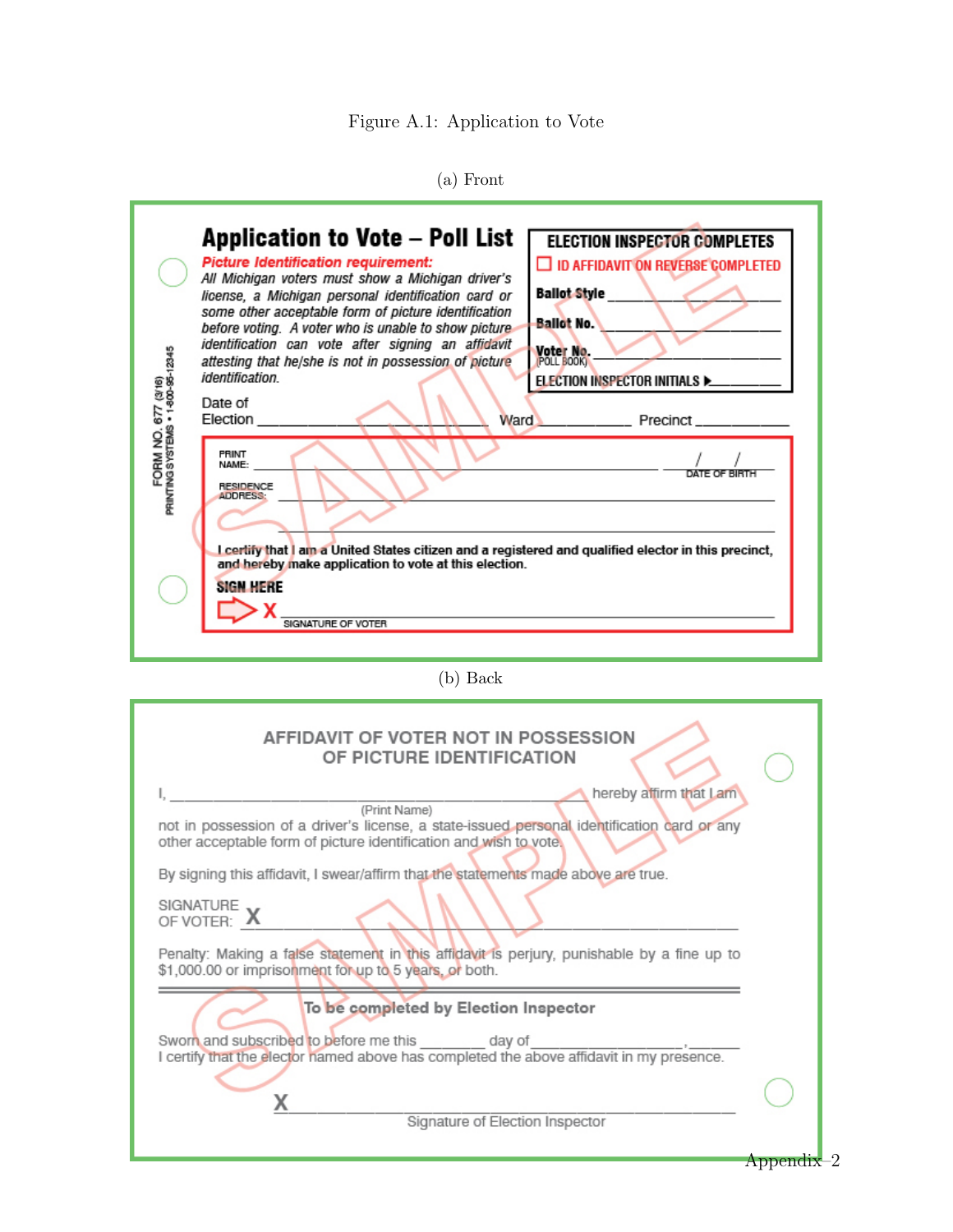Figure A.1: Application to Vote

(a) Front

## Application to Vote – Poll List

***Picture Identification requirement:***

*All Michigan voters must show a Michigan driver's license, a Michigan personal identification card or some other acceptable form of picture identification before voting. A voter who is unable to show picture identification can vote after signing an affidavit attesting that he/she is not in possession of picture identification.*

**ELECTION INSPECTOR COMPLETES**

☐ ID AFFIDAVIT ON REVERSE COMPLETED

**Ballot Style** ____________

**Ballot No.** ____________

**Voter No.** (POLL BOOK) ____________

ELECTION INSPECTOR INITIALS ▶ ____________

Date of Election ____________ Ward ____________ Precinct ____________

PRINT NAME: ____________ __/__/__ DATE OF BIRTH

RESIDENCE ADDRESS: ____________

**I certify that I am a United States citizen and a registered and qualified elector in this precinct, and hereby make application to vote at this election.**

**SIGN HERE**

X ____________ SIGNATURE OF VOTER

FORM NO. 677 (3/16) PRINTING SYSTEMS • 1-800-95-12345

SAMPLE

(b) Back

### AFFIDAVIT OF VOTER NOT IN POSSESSION OF PICTURE IDENTIFICATION

I, ____________ (Print Name) hereby affirm that I am not in possession of a driver's license, a state-issued personal identification card or any other acceptable form of picture identification and wish to vote.

By signing this affidavit, I swear/affirm that the statements made above are true.

SIGNATURE OF VOTER: X ____________

Penalty: Making a false statement in this affidavit is perjury, punishable by a fine up to $1,000.00 or imprisonment for up to 5 years, or both.

**To be completed by Election Inspector**

Sworn and subscribed to before me this ________ day of ____________, ______
I certify that the elector named above has completed the above affidavit in my presence.

X ____________
Signature of Election Inspector

SAMPLE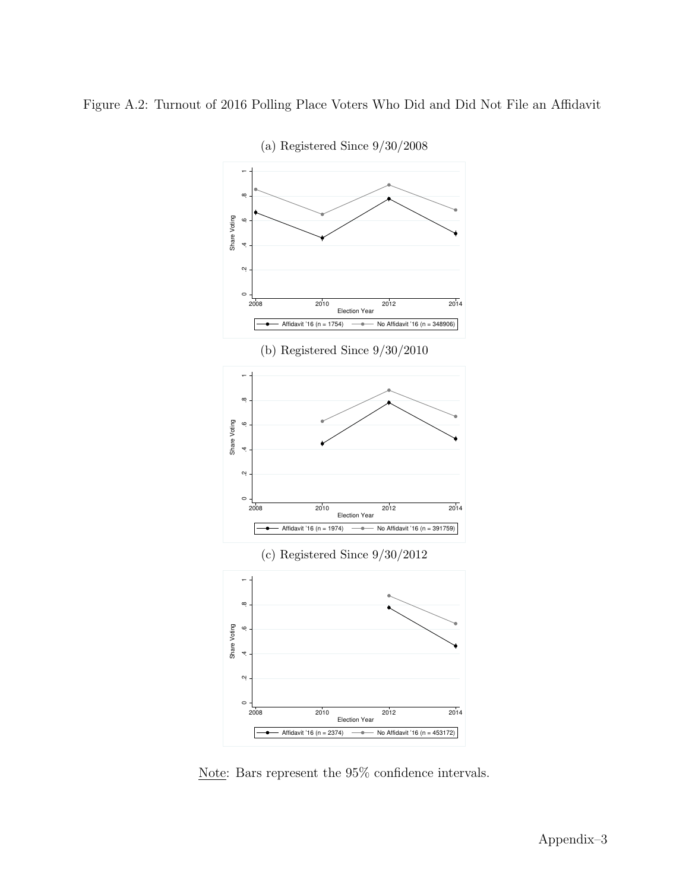Figure A.2: Turnout of 2016 Polling Place Voters Who Did and Did Not File an Affidavit

(a) Registered Since 9/30/2008

(b) Registered Since 9/30/2010

(c) Registered Since 9/30/2012

Note: Bars represent the 95% confidence intervals.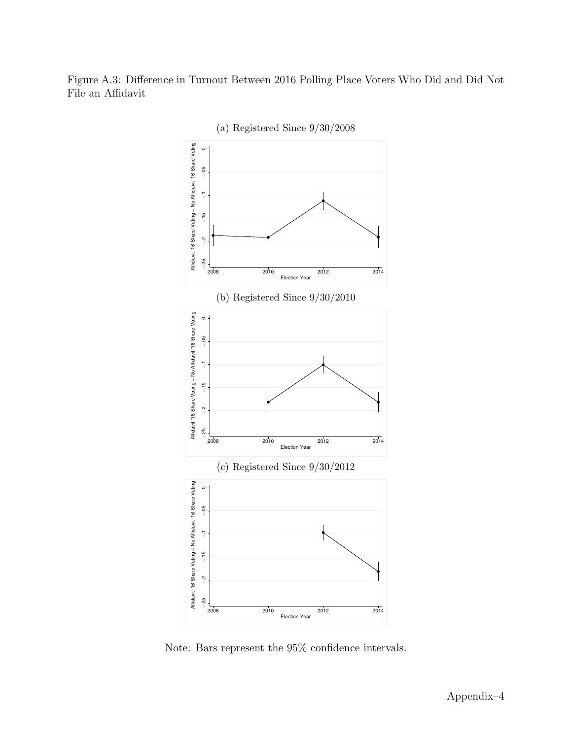Figure A.3: Difference in Turnout Between 2016 Polling Place Voters Who Did and Did Not File an Affidavit

(a) Registered Since 9/30/2008

(b) Registered Since 9/30/2010

(c) Registered Since 9/30/2012

Note: Bars represent the 95% confidence intervals.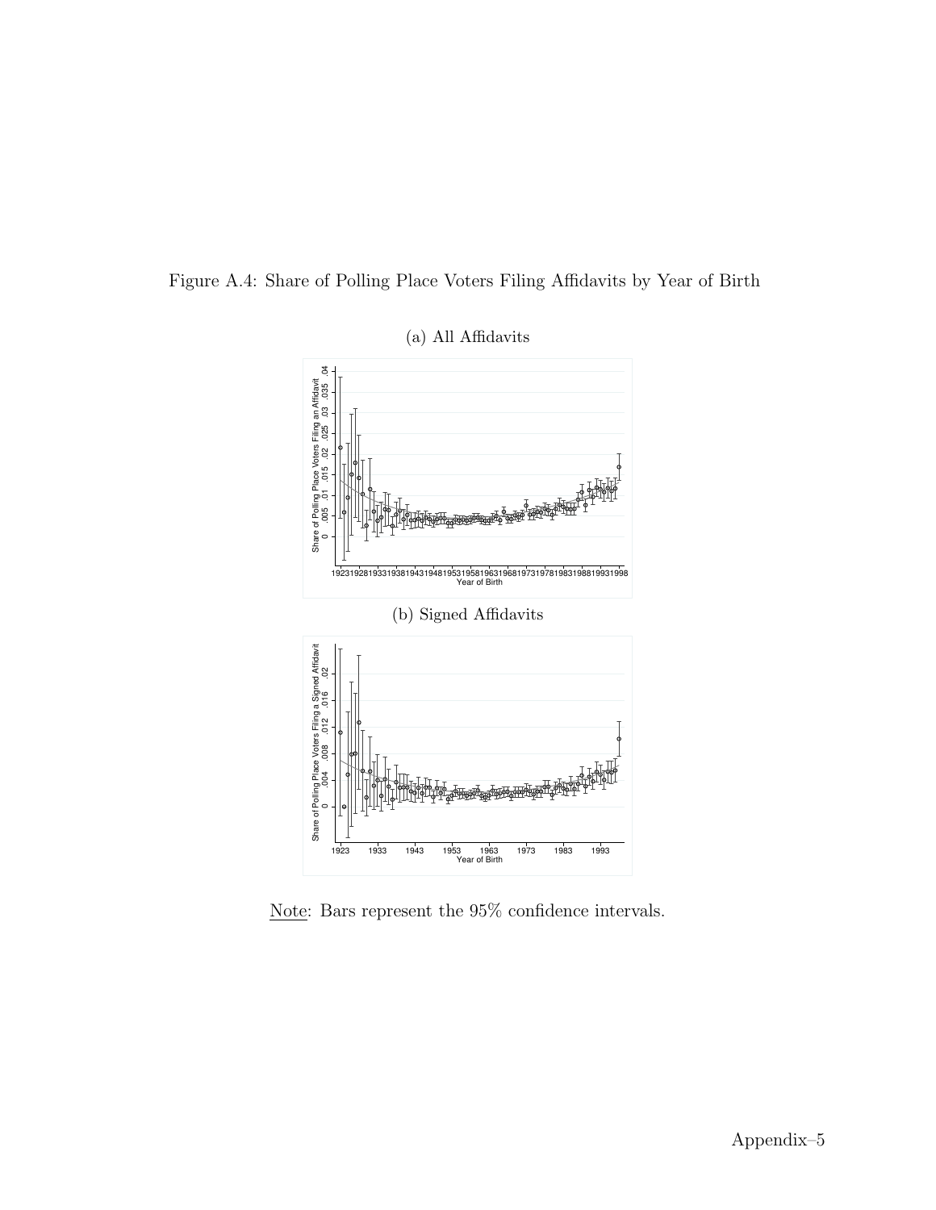Figure A.4: Share of Polling Place Voters Filing Affidavits by Year of Birth

(a) All Affidavits

(b) Signed Affidavits

Note: Bars represent the 95% confidence intervals.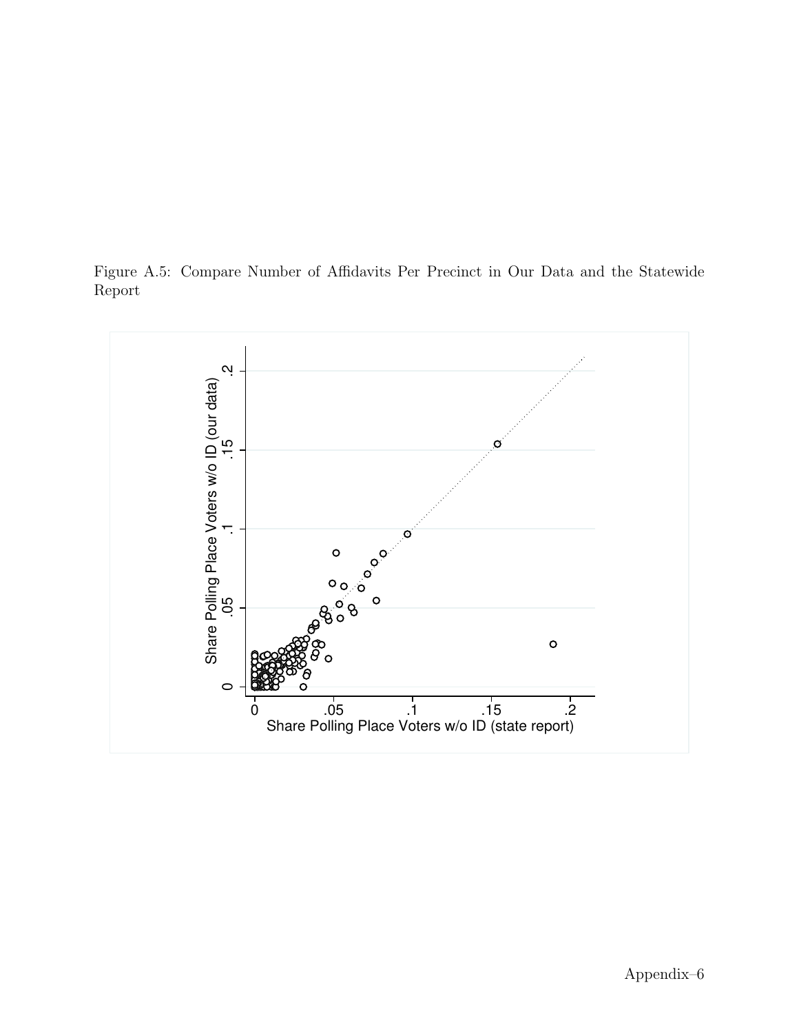Figure A.5: Compare Number of Affidavits Per Precinct in Our Data and the Statewide Report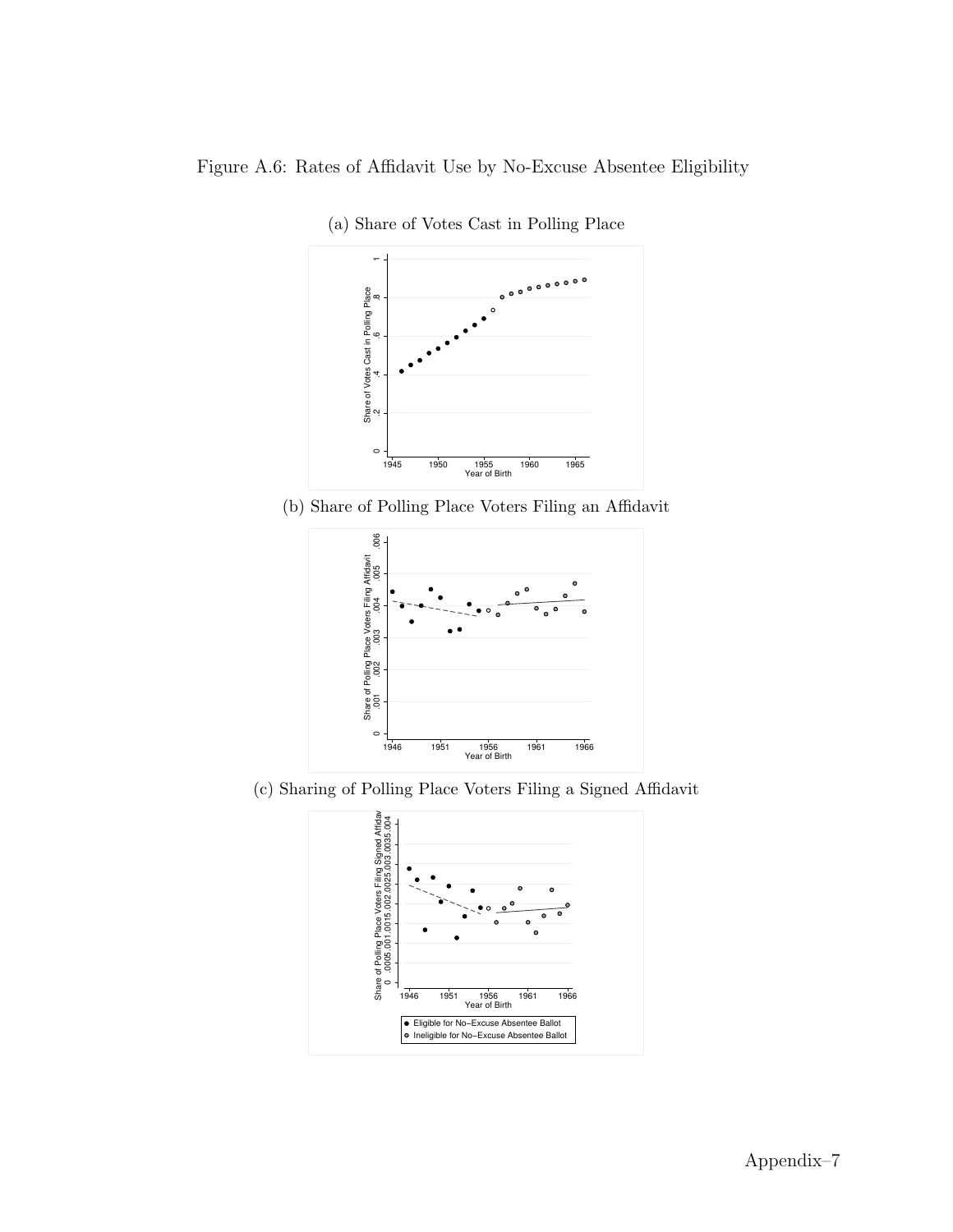Figure A.6: Rates of Affidavit Use by No-Excuse Absentee Eligibility

(a) Share of Votes Cast in Polling Place

Share of Votes Cast in Polling Place

0 .2 .4 .6 .8 1

1945 1950 1955 1960 1965

Year of Birth

(b) Share of Polling Place Voters Filing an Affidavit

Share of Polling Place Voters Filing Affidavit

0 .001 .002 .003 .004 .005 .006

1946 1951 1956 1961 1966

Year of Birth

(c) Sharing of Polling Place Voters Filing a Signed Affidavit

Share of Polling Place Voters Filing Signed Affidav

0 .0005 .001 .0015 .002 .0025 .003 .0035 .004

1946 1951 1956 1961 1966

Year of Birth

Eligible for No−Excuse Absentee Ballot

Ineligible for No−Excuse Absentee Ballot